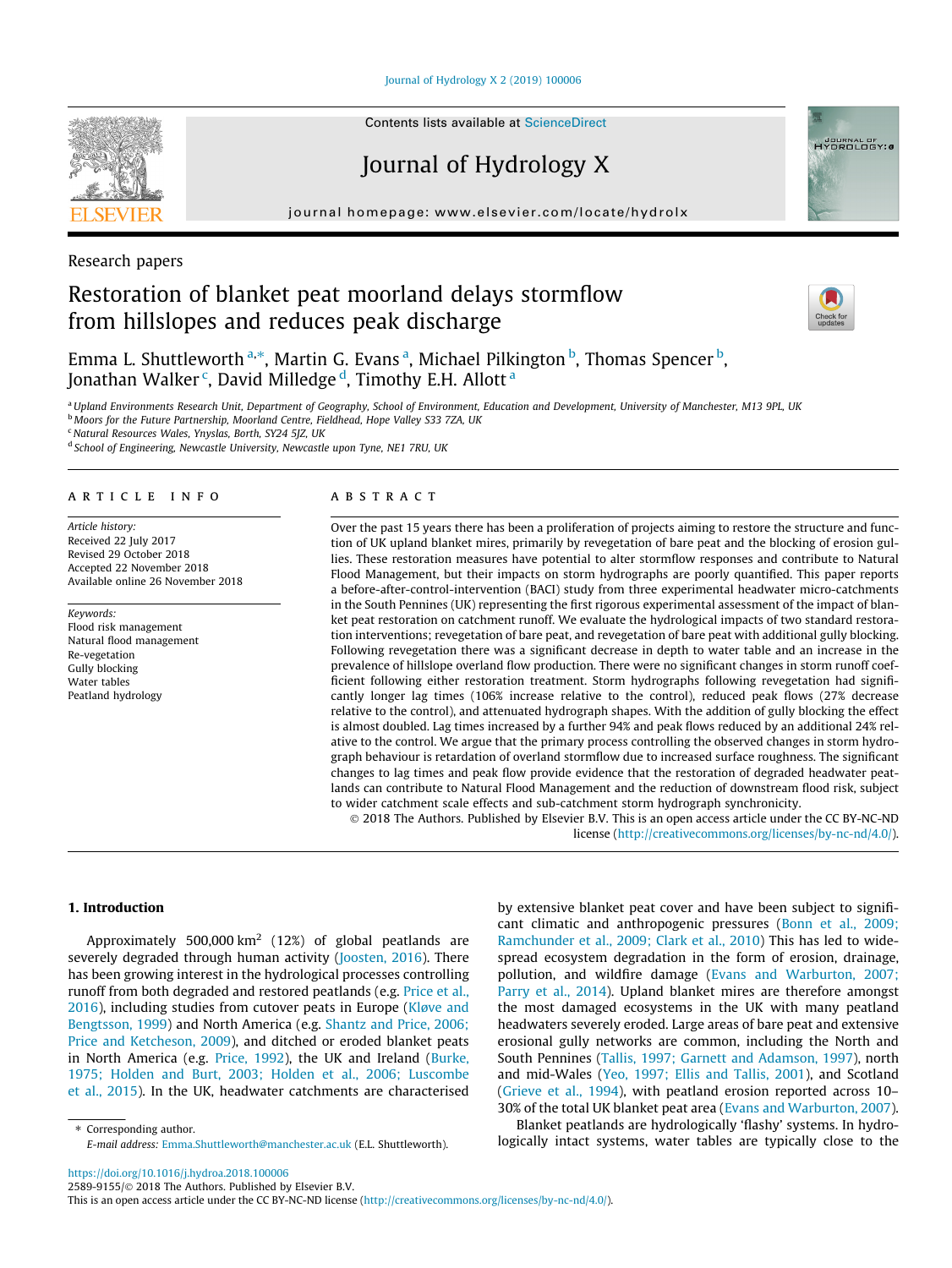Research papers

# Restoration of blanket peat moorland delays stormflow from hillslopes and reduces peak discharge

Emma L. Shuttleworth [a,*], Martin G. Evans [a], Michael Pilkington [b], Thomas Spencer [b], Jonathan Walker [c], David Milledge [d], Timothy E.H. Allott [a]

[a] Upland Environments Research Unit, Department of Geography, School of Environment, Education and Development, University of Manchester, M13 9PL, UK
[b] Moors for the Future Partnership, Moorland Centre, Fieldhead, Hope Valley S33 7ZA, UK
[c] Natural Resources Wales, Ynyslas, Borth, SY24 5JZ, UK
[d] School of Engineering, Newcastle University, Newcastle upon Tyne, NE1 7RU, UK

## ARTICLE INFO

*Article history:*
Received 22 July 2017
Revised 29 October 2018
Accepted 22 November 2018
Available online 26 November 2018

*Keywords:*
Flood risk management
Natural flood management
Re-vegetation
Gully blocking
Water tables
Peatland hydrology

## ABSTRACT

Over the past 15 years there has been a proliferation of projects aiming to restore the structure and function of UK upland blanket mires, primarily by revegetation of bare peat and the blocking of erosion gullies. These restoration measures have potential to alter stormflow responses and contribute to Natural Flood Management, but their impacts on storm hydrographs are poorly quantified. This paper reports a before-after-control-intervention (BACI) study from three experimental headwater micro-catchments in the South Pennines (UK) representing the first rigorous experimental assessment of the impact of blanket peat restoration on catchment runoff. We evaluate the hydrological impacts of two standard restoration interventions; revegetation of bare peat, and revegetation of bare peat with additional gully blocking. Following revegetation there was a significant decrease in depth to water table and an increase in the prevalence of hillslope overland flow production. There were no significant changes in storm runoff coefficient following either restoration treatment. Storm hydrographs following revegetation had significantly longer lag times (106% increase relative to the control), reduced peak flows (27% decrease relative to the control), and attenuated hydrograph shapes. With the addition of gully blocking the effect is almost doubled. Lag times increased by a further 94% and peak flows reduced by an additional 24% relative to the control. We argue that the primary process controlling the observed changes in storm hydrograph behaviour is retardation of overland stormflow due to increased surface roughness. The significant changes to lag times and peak flow provide evidence that the restoration of degraded headwater peatlands can contribute to Natural Flood Management and the reduction of downstream flood risk, subject to wider catchment scale effects and sub-catchment storm hydrograph synchronicity.

© 2018 The Authors. Published by Elsevier B.V. This is an open access article under the CC BY-NC-ND license (http://creativecommons.org/licenses/by-nc-nd/4.0/).

## 1. Introduction

Approximately 500,000 km$^2$ (12%) of global peatlands are severely degraded through human activity (Joosten, 2016). There has been growing interest in the hydrological processes controlling runoff from both degraded and restored peatlands (e.g. Price et al., 2016), including studies from cutover peats in Europe (Kløve and Bengtsson, 1999) and North America (e.g. Shantz and Price, 2006; Price and Ketcheson, 2009), and ditched or eroded blanket peats in North America (e.g. Price, 1992), the UK and Ireland (Burke, 1975; Holden and Burt, 2003; Holden et al., 2006; Luscombe et al., 2015). In the UK, headwater catchments are characterised by extensive blanket peat cover and have been subject to significant climatic and anthropogenic pressures (Bonn et al., 2009; Ramchunder et al., 2009; Clark et al., 2010) This has led to widespread ecosystem degradation in the form of erosion, drainage, pollution, and wildfire damage (Evans and Warburton, 2007; Parry et al., 2014). Upland blanket mires are therefore amongst the most damaged ecosystems in the UK with many peatland headwaters severely eroded. Large areas of bare peat and extensive erosional gully networks are common, including the North and South Pennines (Tallis, 1997; Garnett and Adamson, 1997), north and mid-Wales (Yeo, 1997; Ellis and Tallis, 2001), and Scotland (Grieve et al., 1994), with peatland erosion reported across 10–30% of the total UK blanket peat area (Evans and Warburton, 2007).

Blanket peatlands are hydrologically 'flashy' systems. In hydrologically intact systems, water tables are typically close to the

\* Corresponding author.
*E-mail address:* Emma.Shuttleworth@manchester.ac.uk (E.L. Shuttleworth).

https://doi.org/10.1016/j.hydroa.2018.100006
2589-9155/© 2018 The Authors. Published by Elsevier B.V.
This is an open access article under the CC BY-NC-ND license (http://creativecommons.org/licenses/by-nc-nd/4.0/).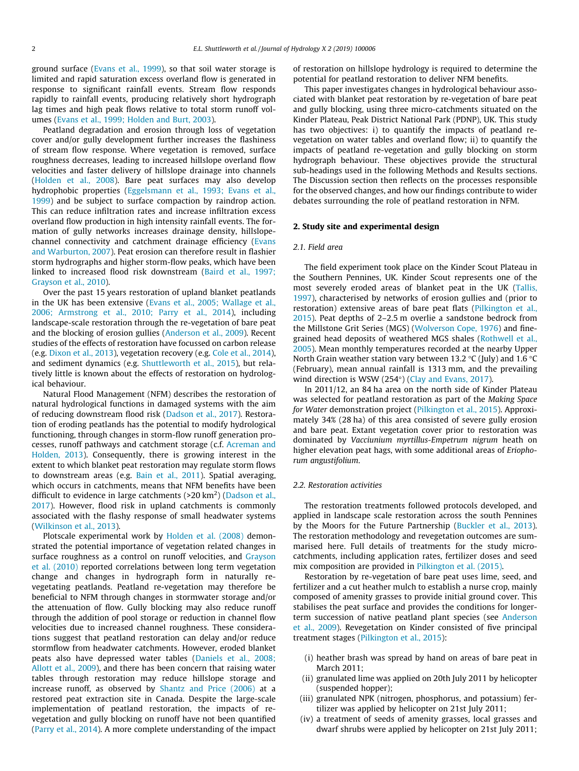ground surface (Evans et al., 1999), so that soil water storage is limited and rapid saturation excess overland flow is generated in response to significant rainfall events. Stream flow responds rapidly to rainfall events, producing relatively short hydrograph lag times and high peak flows relative to total storm runoff volumes (Evans et al., 1999; Holden and Burt, 2003).

Peatland degradation and erosion through loss of vegetation cover and/or gully development further increases the flashiness of stream flow response. Where vegetation is removed, surface roughness decreases, leading to increased hillslope overland flow velocities and faster delivery of hillslope drainage into channels (Holden et al., 2008). Bare peat surfaces may also develop hydrophobic properties (Eggelsmann et al., 1993; Evans et al., 1999) and be subject to surface compaction by raindrop action. This can reduce infiltration rates and increase infiltration excess overland flow production in high intensity rainfall events. The formation of gully networks increases drainage density, hillslope-channel connectivity and catchment drainage efficiency (Evans and Warburton, 2007). Peat erosion can therefore result in flashier storm hydrographs and higher storm-flow peaks, which have been linked to increased flood risk downstream (Baird et al., 1997; Grayson et al., 2010).

Over the past 15 years restoration of upland blanket peatlands in the UK has been extensive (Evans et al., 2005; Wallage et al., 2006; Armstrong et al., 2010; Parry et al., 2014), including landscape-scale restoration through the re-vegetation of bare peat and the blocking of erosion gullies (Anderson et al., 2009). Recent studies of the effects of restoration have focussed on carbon release (e.g. Dixon et al., 2013), vegetation recovery (e.g. Cole et al., 2014), and sediment dynamics (e.g. Shuttleworth et al., 2015), but relatively little is known about the effects of restoration on hydrological behaviour.

Natural Flood Management (NFM) describes the restoration of natural hydrological functions in damaged systems with the aim of reducing downstream flood risk (Dadson et al., 2017). Restoration of eroding peatlands has the potential to modify hydrological functioning, through changes in storm-flow runoff generation processes, runoff pathways and catchment storage (c.f. Acreman and Holden, 2013). Consequently, there is growing interest in the extent to which blanket peat restoration may regulate storm flows to downstream areas (e.g. Bain et al., 2011). Spatial averaging, which occurs in catchments, means that NFM benefits have been difficult to evidence in large catchments (>20 km$^2$) (Dadson et al., 2017). However, flood risk in upland catchments is commonly associated with the flashy response of small headwater systems (Wilkinson et al., 2013).

Plotscale experimental work by Holden et al. (2008) demonstrated the potential importance of vegetation related changes in surface roughness as a control on runoff velocities, and Grayson et al. (2010) reported correlations between long term vegetation change and changes in hydrograph form in naturally re-vegetating peatlands. Peatland re-vegetation may therefore be beneficial to NFM through changes in stormwater storage and/or the attenuation of flow. Gully blocking may also reduce runoff through the addition of pool storage or reduction in channel flow velocities due to increased channel roughness. These considerations suggest that peatland restoration can delay and/or reduce stormflow from headwater catchments. However, eroded blanket peats also have depressed water tables (Daniels et al., 2008; Allott et al., 2009), and there has been concern that raising water tables through restoration may reduce hillslope storage and increase runoff, as observed by Shantz and Price (2006) at a restored peat extraction site in Canada. Despite the large-scale implementation of peatland restoration, the impacts of re-vegetation and gully blocking on runoff have not been quantified (Parry et al., 2014). A more complete understanding of the impact of restoration on hillslope hydrology is required to determine the potential for peatland restoration to deliver NFM benefits.

This paper investigates changes in hydrological behaviour associated with blanket peat restoration by re-vegetation of bare peat and gully blocking, using three micro-catchments situated on the Kinder Plateau, Peak District National Park (PDNP), UK. This study has two objectives: i) to quantify the impacts of peatland re-vegetation on water tables and overland flow; ii) to quantify the impacts of peatland re-vegetation and gully blocking on storm hydrograph behaviour. These objectives provide the structural sub-headings used in the following Methods and Results sections. The Discussion section then reflects on the processes responsible for the observed changes, and how our findings contribute to wider debates surrounding the role of peatland restoration in NFM.

## 2. Study site and experimental design

### 2.1. Field area

The field experiment took place on the Kinder Scout Plateau in the Southern Pennines, UK. Kinder Scout represents one of the most severely eroded areas of blanket peat in the UK (Tallis, 1997), characterised by networks of erosion gullies and (prior to restoration) extensive areas of bare peat flats (Pilkington et al., 2015). Peat depths of 2–2.5 m overlie a sandstone bedrock from the Millstone Grit Series (MGS) (Wolverson Cope, 1976) and fine-grained head deposits of weathered MGS shales (Rothwell et al., 2005). Mean monthly temperatures recorded at the nearby Upper North Grain weather station vary between 13.2 °C (July) and 1.6 °C (February), mean annual rainfall is 1313 mm, and the prevailing wind direction is WSW (254°) (Clay and Evans, 2017).

In 2011/12, an 84 ha area on the north side of Kinder Plateau was selected for peatland restoration as part of the *Making Space for Water* demonstration project (Pilkington et al., 2015). Approximately 34% (28 ha) of this area consisted of severe gully erosion and bare peat. Extant vegetation cover prior to restoration was dominated by *Vacciunium myrtillus-Empetrum nigrum* heath on higher elevation peat hags, with some additional areas of *Eriophorum angustifolium*.

### 2.2. Restoration activities

The restoration treatments followed protocols developed, and applied in landscape scale restoration across the south Pennines by the Moors for the Future Partnership (Buckler et al., 2013). The restoration methodology and revegetation outcomes are summarised here. Full details of treatments for the study micro-catchments, including application rates, fertilizer doses and seed mix composition are provided in Pilkington et al. (2015).

Restoration by re-vegetation of bare peat uses lime, seed, and fertilizer and a cut heather mulch to establish a nurse crop, mainly composed of amenity grasses to provide initial ground cover. This stabilises the peat surface and provides the conditions for longer-term succession of native peatland plant species (see Anderson et al., 2009). Revegetation on Kinder consisted of five principal treatment stages (Pilkington et al., 2015):

(i) heather brash was spread by hand on areas of bare peat in March 2011;
(ii) granulated lime was applied on 20th July 2011 by helicopter (suspended hopper);
(iii) granulated NPK (nitrogen, phosphorus, and potassium) fertilizer was applied by helicopter on 21st July 2011;
(iv) a treatment of seeds of amenity grasses, local grasses and dwarf shrubs were applied by helicopter on 21st July 2011;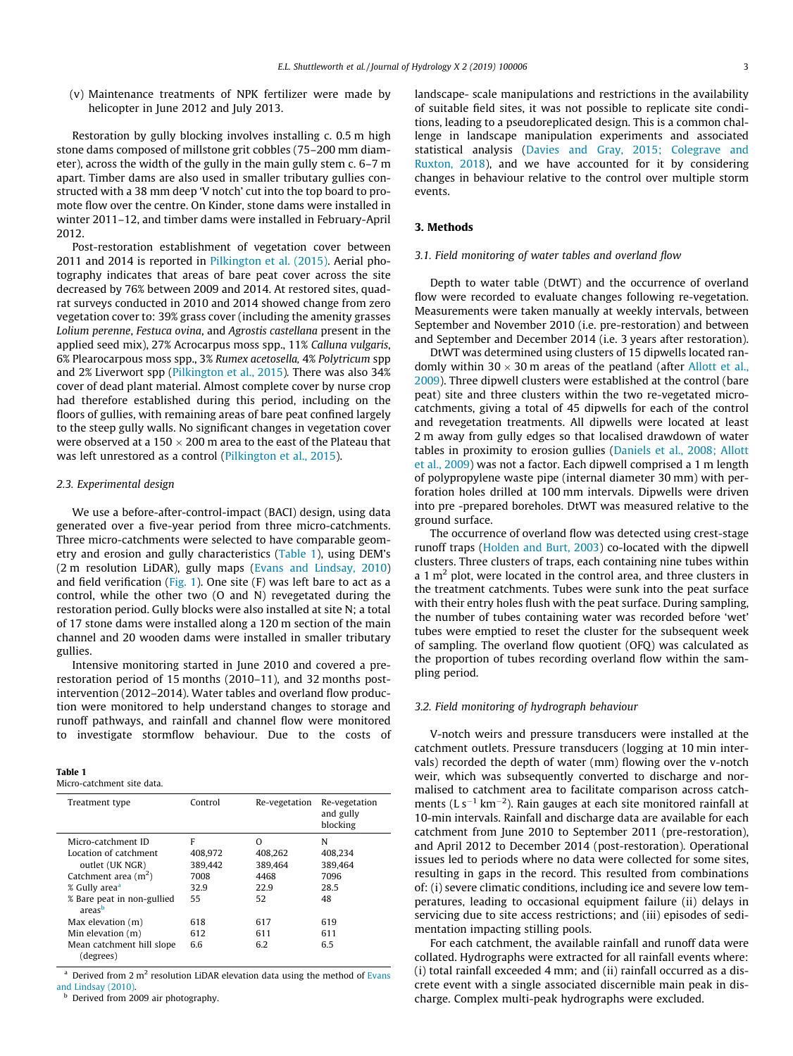(v) Maintenance treatments of NPK fertilizer were made by helicopter in June 2012 and July 2013.

Restoration by gully blocking involves installing c. 0.5 m high stone dams composed of millstone grit cobbles (75–200 mm diameter), across the width of the gully in the main gully stem c. 6–7 m apart. Timber dams are also used in smaller tributary gullies constructed with a 38 mm deep 'V notch' cut into the top board to promote flow over the centre. On Kinder, stone dams were installed in winter 2011–12, and timber dams were installed in February-April 2012.

Post-restoration establishment of vegetation cover between 2011 and 2014 is reported in Pilkington et al. (2015). Aerial photography indicates that areas of bare peat cover across the site decreased by 76% between 2009 and 2014. At restored sites, quadrat surveys conducted in 2010 and 2014 showed change from zero vegetation cover to: 39% grass cover (including the amenity grasses *Lolium perenne*, *Festuca ovina*, and *Agrostis castellana* present in the applied seed mix), 27% Acrocarpus moss spp., 11% *Calluna vulgaris*, 6% Plearocarpus moss spp., 3% *Rumex acetosella*, 4% *Polytricum* spp and 2% Liverwort spp (Pilkington et al., 2015). There was also 34% cover of dead plant material. Almost complete cover by nurse crop had therefore established during this period, including on the floors of gullies, with remaining areas of bare peat confined largely to the steep gully walls. No significant changes in vegetation cover were observed at a 150 × 200 m area to the east of the Plateau that was left unrestored as a control (Pilkington et al., 2015).

### 2.3. Experimental design

We use a before-after-control-impact (BACI) design, using data generated over a five-year period from three micro-catchments. Three micro-catchments were selected to have comparable geometry and erosion and gully characteristics (Table 1), using DEM's (2 m resolution LiDAR), gully maps (Evans and Lindsay, 2010) and field verification (Fig. 1). One site (F) was left bare to act as a control, while the other two (O and N) revegetated during the restoration period. Gully blocks were also installed at site N; a total of 17 stone dams were installed along a 120 m section of the main channel and 20 wooden dams were installed in smaller tributary gullies.

Intensive monitoring started in June 2010 and covered a pre-restoration period of 15 months (2010–11), and 32 months post-intervention (2012–2014). Water tables and overland flow production were monitored to help understand changes to storage and runoff pathways, and rainfall and channel flow were monitored to investigate stormflow behaviour. Due to the costs of landscape- scale manipulations and restrictions in the availability of suitable field sites, it was not possible to replicate site conditions, leading to a pseudoreplicated design. This is a common challenge in landscape manipulation experiments and associated statistical analysis (Davies and Gray, 2015; Colegrave and Ruxton, 2018), and we have accounted for it by considering changes in behaviour relative to the control over multiple storm events.

**Table 1**
Micro-catchment site data.

| Treatment type | Control | Re-vegetation | Re-vegetation and gully blocking |
|---|---|---|---|
| Micro-catchment ID | F | O | N |
| Location of catchment outlet (UK NGR) | 408,972 389,442 | 408,262 389,464 | 408,234 389,464 |
| Catchment area ($m^2$) | 7008 | 4468 | 7096 |
| % Gully area[a] | 32.9 | 22.9 | 28.5 |
| % Bare peat in non-gullied areas[b] | 55 | 52 | 48 |
| Max elevation (m) | 618 | 617 | 619 |
| Min elevation (m) | 612 | 611 | 611 |
| Mean catchment hill slope (degrees) | 6.6 | 6.2 | 6.5 |

[a] Derived from 2 $m^2$ resolution LiDAR elevation data using the method of Evans and Lindsay (2010).
[b] Derived from 2009 air photography.

## 3. Methods

### 3.1. Field monitoring of water tables and overland flow

Depth to water table (DtWT) and the occurrence of overland flow were recorded to evaluate changes following re-vegetation. Measurements were taken manually at weekly intervals, between September and November 2010 (i.e. pre-restoration) and between and September and December 2014 (i.e. 3 years after restoration).

DtWT was determined using clusters of 15 dipwells located randomly within 30 × 30 m areas of the peatland (after Allott et al., 2009). Three dipwell clusters were established at the control (bare peat) site and three clusters within the two re-vegetated micro-catchments, giving a total of 45 dipwells for each of the control and revegetation treatments. All dipwells were located at least 2 m away from gully edges so that localised drawdown of water tables in proximity to erosion gullies (Daniels et al., 2008; Allott et al., 2009) was not a factor. Each dipwell comprised a 1 m length of polypropylene waste pipe (internal diameter 30 mm) with perforation holes drilled at 100 mm intervals. Dipwells were driven into pre -prepared boreholes. DtWT was measured relative to the ground surface.

The occurrence of overland flow was detected using crest-stage runoff traps (Holden and Burt, 2003) co-located with the dipwell clusters. Three clusters of traps, each containing nine tubes within a 1 $m^2$ plot, were located in the control area, and three clusters in the treatment catchments. Tubes were sunk into the peat surface with their entry holes flush with the peat surface. During sampling, the number of tubes containing water was recorded before 'wet' tubes were emptied to reset the cluster for the subsequent week of sampling. The overland flow quotient (OFQ) was calculated as the proportion of tubes recording overland flow within the sampling period.

### 3.2. Field monitoring of hydrograph behaviour

V-notch weirs and pressure transducers were installed at the catchment outlets. Pressure transducers (logging at 10 min intervals) recorded the depth of water (mm) flowing over the v-notch weir, which was subsequently converted to discharge and normalised to catchment area to facilitate comparison across catchments (L $s^{-1}$ $km^{-2}$). Rain gauges at each site monitored rainfall at 10-min intervals. Rainfall and discharge data are available for each catchment from June 2010 to September 2011 (pre-restoration), and April 2012 to December 2014 (post-restoration). Operational issues led to periods where no data were collected for some sites, resulting in gaps in the record. This resulted from combinations of: (i) severe climatic conditions, including ice and severe low temperatures, leading to occasional equipment failure (ii) delays in servicing due to site access restrictions; and (iii) episodes of sedimentation impacting stilling pools.

For each catchment, the available rainfall and runoff data were collated. Hydrographs were extracted for all rainfall events where: (i) total rainfall exceeded 4 mm; and (ii) rainfall occurred as a discrete event with a single associated discernible main peak in discharge. Complex multi-peak hydrographs were excluded.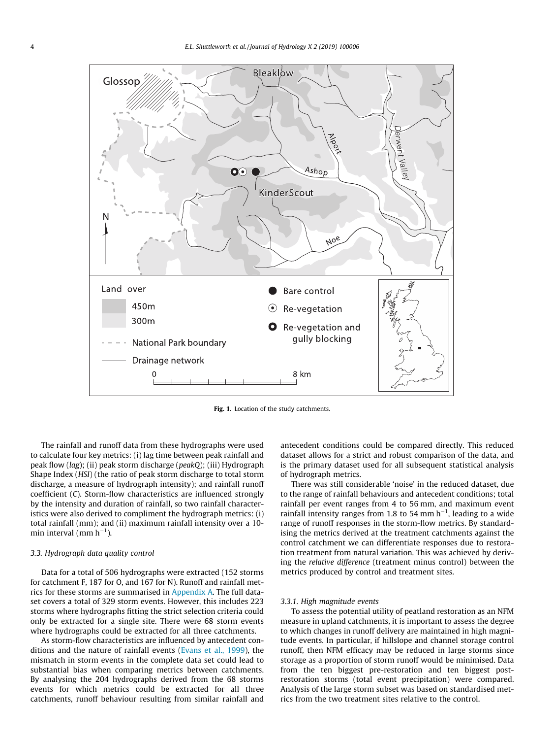Fig. 1. Location of the study catchments.

The rainfall and runoff data from these hydrographs were used to calculate four key metrics: (i) lag time between peak rainfall and peak flow (*lag*); (ii) peak storm discharge (*peakQ*); (iii) Hydrograph Shape Index (*HSI*) (the ratio of peak storm discharge to total storm discharge, a measure of hydrograph intensity); and rainfall runoff coefficient (*C*). Storm-flow characteristics are influenced strongly by the intensity and duration of rainfall, so two rainfall characteristics were also derived to compliment the hydrograph metrics: (i) total rainfall (mm); and (ii) maximum rainfall intensity over a 10-min interval (mm $h^{-1}$).

### 3.3. Hydrograph data quality control

Data for a total of 506 hydrographs were extracted (152 storms for catchment F, 187 for O, and 167 for N). Runoff and rainfall metrics for these storms are summarised in Appendix A. The full dataset covers a total of 329 storm events. However, this includes 223 storms where hydrographs fitting the strict selection criteria could only be extracted for a single site. There were 68 storm events where hydrographs could be extracted for all three catchments.

As storm-flow characteristics are influenced by antecedent conditions and the nature of rainfall events (Evans et al., 1999), the mismatch in storm events in the complete data set could lead to substantial bias when comparing metrics between catchments. By analysing the 204 hydrographs derived from the 68 storms events for which metrics could be extracted for all three catchments, runoff behaviour resulting from similar rainfall and antecedent conditions could be compared directly. This reduced dataset allows for a strict and robust comparison of the data, and is the primary dataset used for all subsequent statistical analysis of hydrograph metrics.

There was still considerable 'noise' in the reduced dataset, due to the range of rainfall behaviours and antecedent conditions; total rainfall per event ranges from 4 to 56 mm, and maximum event rainfall intensity ranges from 1.8 to 54 mm $h^{-1}$, leading to a wide range of runoff responses in the storm-flow metrics. By standardising the metrics derived at the treatment catchments against the control catchment we can differentiate responses due to restoration treatment from natural variation. This was achieved by deriving the *relative difference* (treatment minus control) between the metrics produced by control and treatment sites.

#### 3.3.1. High magnitude events

To assess the potential utility of peatland restoration as an NFM measure in upland catchments, it is important to assess the degree to which changes in runoff delivery are maintained in high magnitude events. In particular, if hillslope and channel storage control runoff, then NFM efficacy may be reduced in large storms since storage as a proportion of storm runoff would be minimised. Data from the ten biggest pre-restoration and ten biggest post-restoration storms (total event precipitation) were compared. Analysis of the large storm subset was based on standardised metrics from the two treatment sites relative to the control.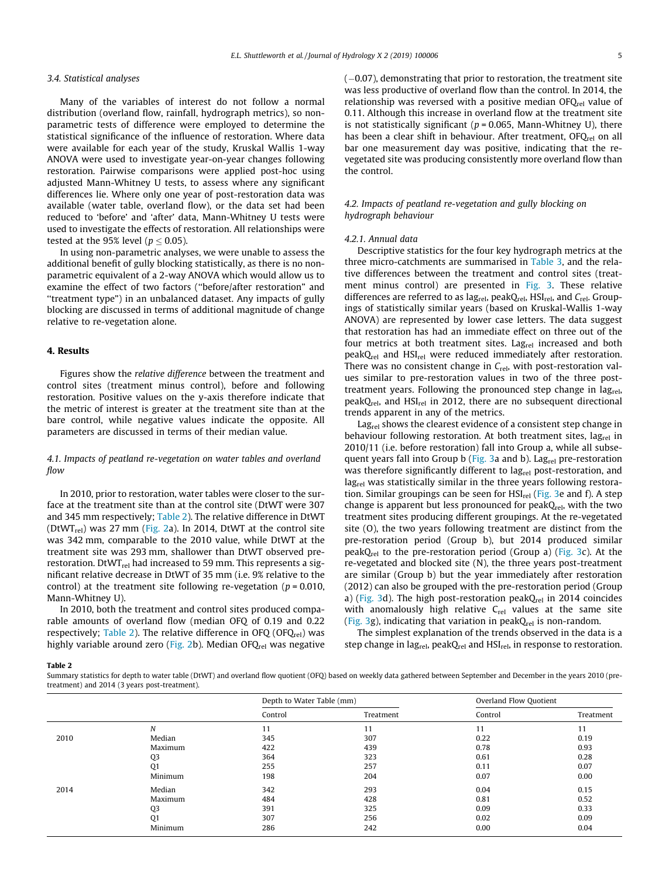### 3.4. Statistical analyses

Many of the variables of interest do not follow a normal distribution (overland flow, rainfall, hydrograph metrics), so non-parametric tests of difference were employed to determine the statistical significance of the influence of restoration. Where data were available for each year of the study, Kruskal Wallis 1-way ANOVA were used to investigate year-on-year changes following restoration. Pairwise comparisons were applied post-hoc using adjusted Mann-Whitney U tests, to assess where any significant differences lie. Where only one year of post-restoration data was available (water table, overland flow), or the data set had been reduced to 'before' and 'after' data, Mann-Whitney U tests were used to investigate the effects of restoration. All relationships were tested at the 95% level ($p \leq 0.05$).

In using non-parametric analyses, we were unable to assess the additional benefit of gully blocking statistically, as there is no non-parametric equivalent of a 2-way ANOVA which would allow us to examine the effect of two factors ("before/after restoration" and "treatment type") in an unbalanced dataset. Any impacts of gully blocking are discussed in terms of additional magnitude of change relative to re-vegetation alone.

## 4. Results

Figures show the *relative difference* between the treatment and control sites (treatment minus control), before and following restoration. Positive values on the y-axis therefore indicate that the metric of interest is greater at the treatment site than at the bare control, while negative values indicate the opposite. All parameters are discussed in terms of their median value.

### 4.1. Impacts of peatland re-vegetation on water tables and overland flow

In 2010, prior to restoration, water tables were closer to the surface at the treatment site than at the control site (DtWT were 307 and 345 mm respectively; Table 2). The relative difference in DtWT ($DtWT_{rel}$) was 27 mm (Fig. 2a). In 2014, DtWT at the control site was 342 mm, comparable to the 2010 value, while DtWT at the treatment site was 293 mm, shallower than DtWT observed pre-restoration. $DtWT_{rel}$ had increased to 59 mm. This represents a significant relative decrease in DtWT of 35 mm (i.e. 9% relative to the control) at the treatment site following re-vegetation ($p = 0.010$, Mann-Whitney U).

In 2010, both the treatment and control sites produced comparable amounts of overland flow (median OFQ of 0.19 and 0.22 respectively; Table 2). The relative difference in OFQ ($OFQ_{rel}$) was highly variable around zero (Fig. 2b). Median $OFQ_{rel}$ was negative (−0.07), demonstrating that prior to restoration, the treatment site was less productive of overland flow than the control. In 2014, the relationship was reversed with a positive median $OFQ_{rel}$ value of 0.11. Although this increase in overland flow at the treatment site is not statistically significant ($p = 0.065$, Mann-Whitney U), there has been a clear shift in behaviour. After treatment, $OFQ_{rel}$ on all bar one measurement day was positive, indicating that the re-vegetated site was producing consistently more overland flow than the control.

### 4.2. Impacts of peatland re-vegetation and gully blocking on hydrograph behaviour

#### 4.2.1. Annual data

Descriptive statistics for the four key hydrograph metrics at the three micro-catchments are summarised in Table 3, and the relative differences between the treatment and control sites (treatment minus control) are presented in Fig. 3. These relative differences are referred to as $lag_{rel}$, $peakQ_{rel}$, $HSI_{rel}$, and $C_{rel}$. Groupings of statistically similar years (based on Kruskal-Wallis 1-way ANOVA) are represented by lower case letters. The data suggest that restoration has had an immediate effect on three out of the four metrics at both treatment sites. $Lag_{rel}$ increased and both $peakQ_{rel}$ and $HSI_{rel}$ were reduced immediately after restoration. There was no consistent change in $C_{rel}$, with post-restoration values similar to pre-restoration values in two of the three post-treatment years. Following the pronounced step change in $lag_{rel}$, $peakQ_{rel}$, and $HSI_{rel}$ in 2012, there are no subsequent directional trends apparent in any of the metrics.

$Lag_{rel}$ shows the clearest evidence of a consistent step change in behaviour following restoration. At both treatment sites, $lag_{rel}$ in 2010/11 (i.e. before restoration) fall into Group a, while all subsequent years fall into Group b (Fig. 3a and b). $Lag_{rel}$ pre-restoration was therefore significantly different to $lag_{rel}$ post-restoration, and $lag_{rel}$ was statistically similar in the three years following restoration. Similar groupings can be seen for $HSI_{rel}$ (Fig. 3e and f). A step change is apparent but less pronounced for $peakQ_{rel}$, with the two treatment sites producing different groupings. At the re-vegetated site (O), the two years following treatment are distinct from the pre-restoration period (Group b), but 2014 produced similar $peakQ_{rel}$ to the pre-restoration period (Group a) (Fig. 3c). At the re-vegetated and blocked site (N), the three years post-treatment are similar (Group b) but the year immediately after restoration (2012) can also be grouped with the pre-restoration period (Group a) (Fig. 3d). The high post-restoration $peakQ_{rel}$ in 2014 coincides with anomalously high relative $C_{rel}$ values at the same site (Fig. 3g), indicating that variation in $peakQ_{rel}$ is non-random.

The simplest explanation of the trends observed in the data is a step change in $lag_{rel}$, $peakQ_{rel}$ and $HSI_{rel}$, in response to restoration.

**Table 2**
Summary statistics for depth to water table (DtWT) and overland flow quotient (OFQ) based on weekly data gathered between September and December in the years 2010 (pre-treatment) and 2014 (3 years post-treatment).

| | | Depth to Water Table (mm) | | Overland Flow Quotient | |
|---|---|---|---|---|---|
| | | Control | Treatment | Control | Treatment |
| | *N* | 11 | 11 | 11 | 11 |
| 2010 | Median | 345 | 307 | 0.22 | 0.19 |
| | Maximum | 422 | 439 | 0.78 | 0.93 |
| | Q3 | 364 | 323 | 0.61 | 0.28 |
| | Q1 | 255 | 257 | 0.11 | 0.07 |
| | Minimum | 198 | 204 | 0.07 | 0.00 |
| 2014 | Median | 342 | 293 | 0.04 | 0.15 |
| | Maximum | 484 | 428 | 0.81 | 0.52 |
| | Q3 | 391 | 325 | 0.09 | 0.33 |
| | Q1 | 307 | 256 | 0.02 | 0.09 |
| | Minimum | 286 | 242 | 0.00 | 0.04 |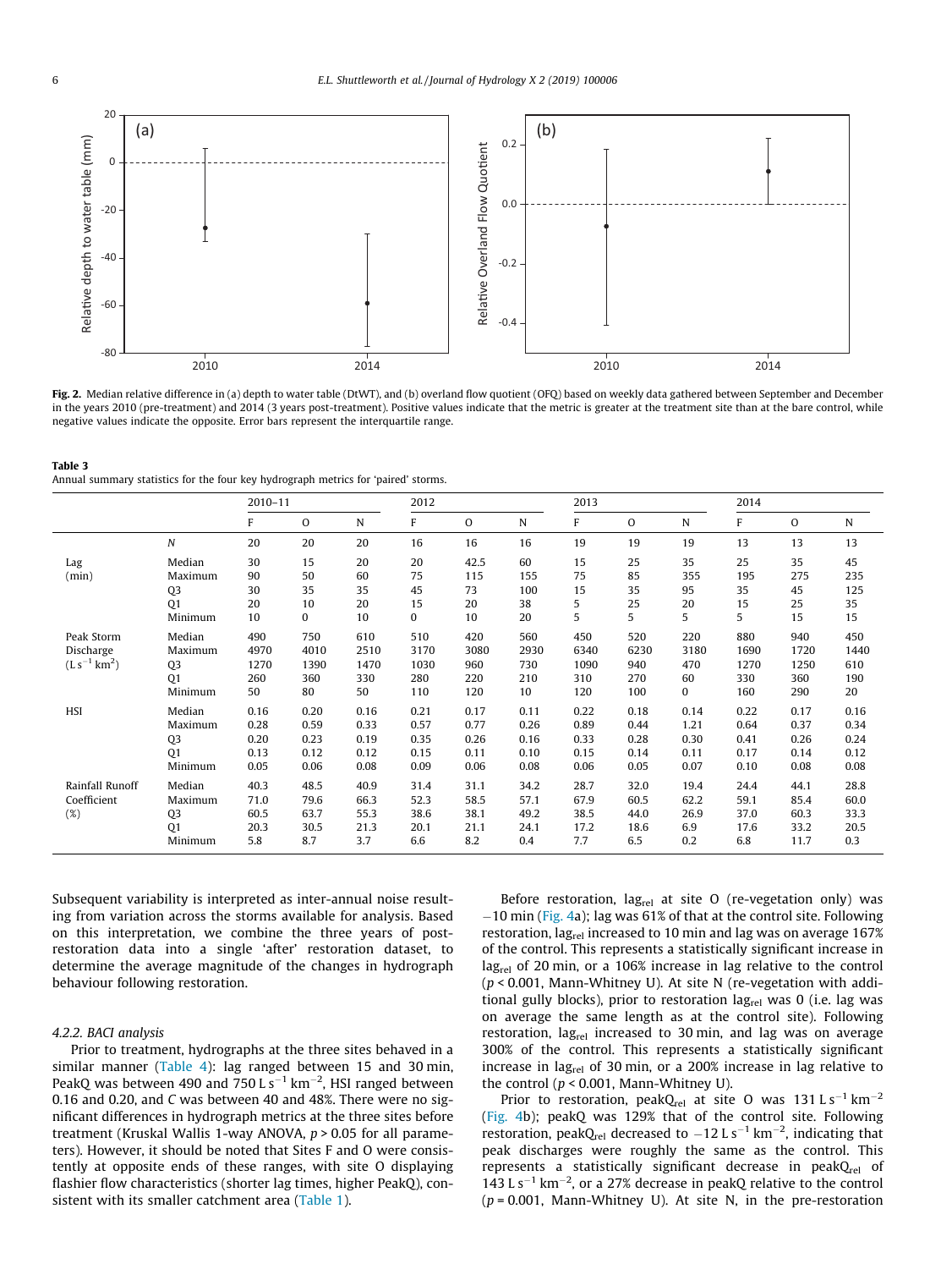**Fig. 2.** Median relative difference in (a) depth to water table (DtWT), and (b) overland flow quotient (OFQ) based on weekly data gathered between September and December in the years 2010 (pre-treatment) and 2014 (3 years post-treatment). Positive values indicate that the metric is greater at the treatment site than at the bare control, while negative values indicate the opposite. Error bars represent the interquartile range.

**Table 3**
Annual summary statistics for the four key hydrograph metrics for 'paired' storms.

| | | 2010–11 | | | 2012 | | | 2013 | | | 2014 | | |
|---|---|---|---|---|---|---|---|---|---|---|---|---|---|
| | | F | O | N | F | O | N | F | O | N | F | O | N |
| | N | 20 | 20 | 20 | 16 | 16 | 16 | 19 | 19 | 19 | 13 | 13 | 13 |
| Lag (min) | Median | 30 | 15 | 20 | 20 | 42.5 | 60 | 15 | 25 | 35 | 25 | 35 | 45 |
| | Maximum | 90 | 50 | 60 | 75 | 115 | 155 | 75 | 85 | 355 | 195 | 275 | 235 |
| | Q3 | 30 | 35 | 35 | 45 | 73 | 100 | 15 | 35 | 95 | 35 | 45 | 125 |
| | Q1 | 20 | 10 | 20 | 15 | 20 | 38 | 5 | 25 | 20 | 15 | 25 | 35 |
| | Minimum | 10 | 0 | 10 | 0 | 10 | 20 | 5 | 5 | 5 | 5 | 15 | 15 |
| Peak Storm Discharge ($L\,s^{-1}\,km^{2}$) | Median | 490 | 750 | 610 | 510 | 420 | 560 | 450 | 520 | 220 | 880 | 940 | 450 |
| | Maximum | 4970 | 4010 | 2510 | 3170 | 3080 | 2930 | 6340 | 6230 | 3180 | 1690 | 1720 | 1440 |
| | Q3 | 1270 | 1390 | 1470 | 1030 | 960 | 730 | 1090 | 940 | 470 | 1270 | 1250 | 610 |
| | Q1 | 260 | 360 | 330 | 280 | 220 | 210 | 310 | 270 | 60 | 330 | 360 | 190 |
| | Minimum | 50 | 80 | 50 | 110 | 120 | 10 | 120 | 100 | 0 | 160 | 290 | 20 |
| HSI | Median | 0.16 | 0.20 | 0.16 | 0.21 | 0.17 | 0.11 | 0.22 | 0.18 | 0.14 | 0.22 | 0.17 | 0.16 |
| | Maximum | 0.28 | 0.59 | 0.33 | 0.57 | 0.77 | 0.26 | 0.89 | 0.44 | 1.21 | 0.64 | 0.37 | 0.34 |
| | Q3 | 0.20 | 0.23 | 0.19 | 0.35 | 0.26 | 0.16 | 0.33 | 0.28 | 0.30 | 0.41 | 0.26 | 0.24 |
| | Q1 | 0.13 | 0.12 | 0.12 | 0.15 | 0.11 | 0.10 | 0.15 | 0.14 | 0.11 | 0.17 | 0.14 | 0.12 |
| | Minimum | 0.05 | 0.06 | 0.08 | 0.09 | 0.06 | 0.08 | 0.06 | 0.05 | 0.07 | 0.10 | 0.08 | 0.08 |
| Rainfall Runoff Coefficient (%) | Median | 40.3 | 48.5 | 40.9 | 31.4 | 31.1 | 34.2 | 28.7 | 32.0 | 19.4 | 24.4 | 44.1 | 28.8 |
| | Maximum | 71.0 | 79.6 | 66.3 | 52.3 | 58.5 | 57.1 | 67.9 | 60.5 | 62.2 | 59.1 | 85.4 | 60.0 |
| | Q3 | 60.5 | 63.7 | 55.3 | 38.6 | 38.1 | 49.2 | 38.5 | 44.0 | 26.9 | 37.0 | 60.3 | 33.3 |
| | Q1 | 20.3 | 30.5 | 21.3 | 20.1 | 21.1 | 24.1 | 17.2 | 18.6 | 6.9 | 17.6 | 33.2 | 20.5 |
| | Minimum | 5.8 | 8.7 | 3.7 | 6.6 | 8.2 | 0.4 | 7.7 | 6.5 | 0.2 | 6.8 | 11.7 | 0.3 |

Subsequent variability is interpreted as inter-annual noise resulting from variation across the storms available for analysis. Based on this interpretation, we combine the three years of post-restoration data into a single 'after' restoration dataset, to determine the average magnitude of the changes in hydrograph behaviour following restoration.

*4.2.2. BACI analysis*

Prior to treatment, hydrographs at the three sites behaved in a similar manner (Table 4): lag ranged between 15 and 30 min, PeakQ was between 490 and 750 $L\,s^{-1}\,km^{-2}$, HSI ranged between 0.16 and 0.20, and C was between 40 and 48%. There were no significant differences in hydrograph metrics at the three sites before treatment (Kruskal Wallis 1-way ANOVA, $p > 0.05$ for all parameters). However, it should be noted that Sites F and O were consistently at opposite ends of these ranges, with site O displaying flashier flow characteristics (shorter lag times, higher PeakQ), consistent with its smaller catchment area (Table 1).

Before restoration, $lag_{rel}$ at site O (re-vegetation only) was −10 min (Fig. 4a); lag was 61% of that at the control site. Following restoration, $lag_{rel}$ increased to 10 min and lag was on average 167% of the control. This represents a statistically significant increase in $lag_{rel}$ of 20 min, or a 106% increase in lag relative to the control ($p < 0.001$, Mann-Whitney U). At site N (re-vegetation with additional gully blocks), prior to restoration $lag_{rel}$ was 0 (i.e. lag was on average the same length as at the control site). Following restoration, $lag_{rel}$ increased to 30 min, and lag was on average 300% of the control. This represents a statistically significant increase in $lag_{rel}$ of 30 min, or a 200% increase in lag relative to the control ($p < 0.001$, Mann-Whitney U).

Prior to restoration, $peakQ_{rel}$ at site O was 131 $L\,s^{-1}\,km^{-2}$ (Fig. 4b); peakQ was 129% that of the control site. Following restoration, $peakQ_{rel}$ decreased to −12 $L\,s^{-1}\,km^{-2}$, indicating that peak discharges were roughly the same as the control. This represents a statistically significant decrease in $peakQ_{rel}$ of 143 $L\,s^{-1}\,km^{-2}$, or a 27% decrease in peakQ relative to the control ($p = 0.001$, Mann-Whitney U). At site N, in the pre-restoration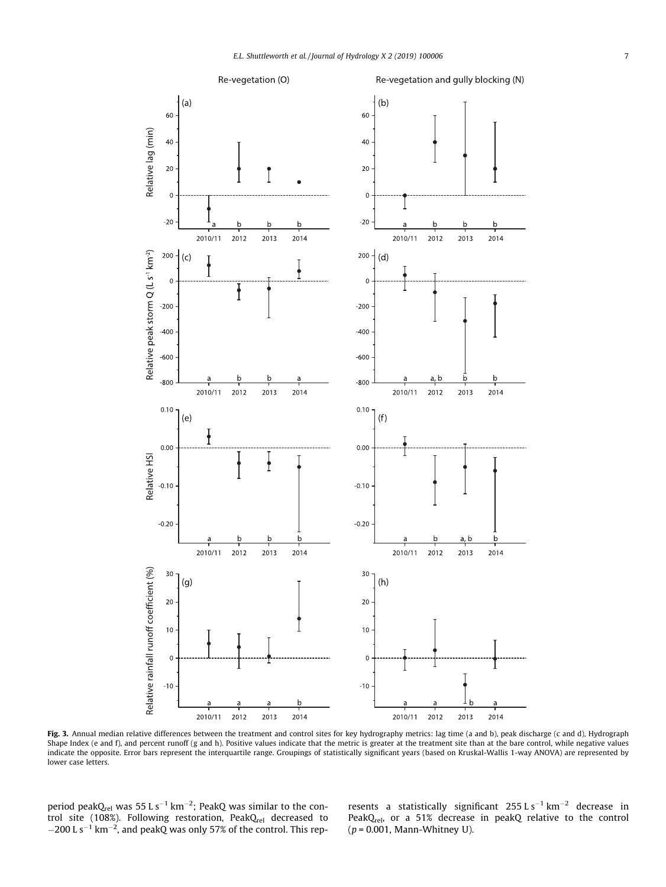Fig. 3. Annual median relative differences between the treatment and control sites for key hydrography metrics: lag time (a and b), peak discharge (c and d), Hydrograph Shape Index (e and f), and percent runoff (g and h). Positive values indicate that the metric is greater at the treatment site than at the bare control, while negative values indicate the opposite. Error bars represent the interquartile range. Groupings of statistically significant years (based on Kruskal-Wallis 1-way ANOVA) are represented by lower case letters.

period peak$Q_{rel}$ was 55 L $s^{-1}$ $km^{-2}$; PeakQ was similar to the control site (108%). Following restoration, Peak$Q_{rel}$ decreased to $-200$ L $s^{-1}$ $km^{-2}$, and peakQ was only 57% of the control. This represents a statistically significant 255 L $s^{-1}$ $km^{-2}$ decrease in Peak$Q_{rel}$, or a 51% decrease in peakQ relative to the control ($p = 0.001$, Mann-Whitney U).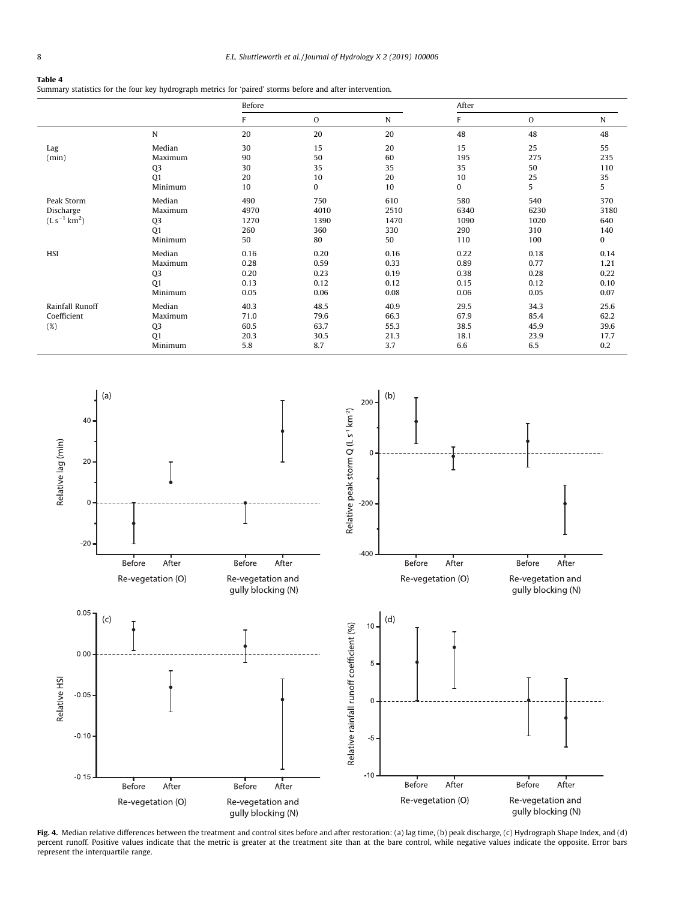**Table 4**
Summary statistics for the four key hydrograph metrics for 'paired' storms before and after intervention.

| | | Before | | | After | | |
|---|---|---|---|---|---|---|---|
| | | F | O | N | F | O | N |
| | N | 20 | 20 | 20 | 48 | 48 | 48 |
| Lag (min) | Median | 30 | 15 | 20 | 15 | 25 | 55 |
| | Maximum | 90 | 50 | 60 | 195 | 275 | 235 |
| | Q3 | 30 | 35 | 35 | 35 | 50 | 110 |
| | Q1 | 20 | 10 | 20 | 10 | 25 | 35 |
| | Minimum | 10 | 0 | 10 | 0 | 5 | 5 |
| Peak Storm Discharge ($L\,s^{-1}\,km^2$) | Median | 490 | 750 | 610 | 580 | 540 | 370 |
| | Maximum | 4970 | 4010 | 2510 | 6340 | 6230 | 3180 |
| | Q3 | 1270 | 1390 | 1470 | 1090 | 1020 | 640 |
| | Q1 | 260 | 360 | 330 | 290 | 310 | 140 |
| | Minimum | 50 | 80 | 50 | 110 | 100 | 0 |
| HSI | Median | 0.16 | 0.20 | 0.16 | 0.22 | 0.18 | 0.14 |
| | Maximum | 0.28 | 0.59 | 0.33 | 0.89 | 0.77 | 1.21 |
| | Q3 | 0.20 | 0.23 | 0.19 | 0.38 | 0.28 | 0.22 |
| | Q1 | 0.13 | 0.12 | 0.12 | 0.15 | 0.12 | 0.10 |
| | Minimum | 0.05 | 0.06 | 0.08 | 0.06 | 0.05 | 0.07 |
| Rainfall Runoff Coefficient (%) | Median | 40.3 | 48.5 | 40.9 | 29.5 | 34.3 | 25.6 |
| | Maximum | 71.0 | 79.6 | 66.3 | 67.9 | 85.4 | 62.2 |
| | Q3 | 60.5 | 63.7 | 55.3 | 38.5 | 45.9 | 39.6 |
| | Q1 | 20.3 | 30.5 | 21.3 | 18.1 | 23.9 | 17.7 |
| | Minimum | 5.8 | 8.7 | 3.7 | 6.6 | 6.5 | 0.2 |

**Fig. 4.** Median relative differences between the treatment and control sites before and after restoration: (a) lag time, (b) peak discharge, (c) Hydrograph Shape Index, and (d) percent runoff. Positive values indicate that the metric is greater at the treatment site than at the bare control, while negative values indicate the opposite. Error bars represent the interquartile range.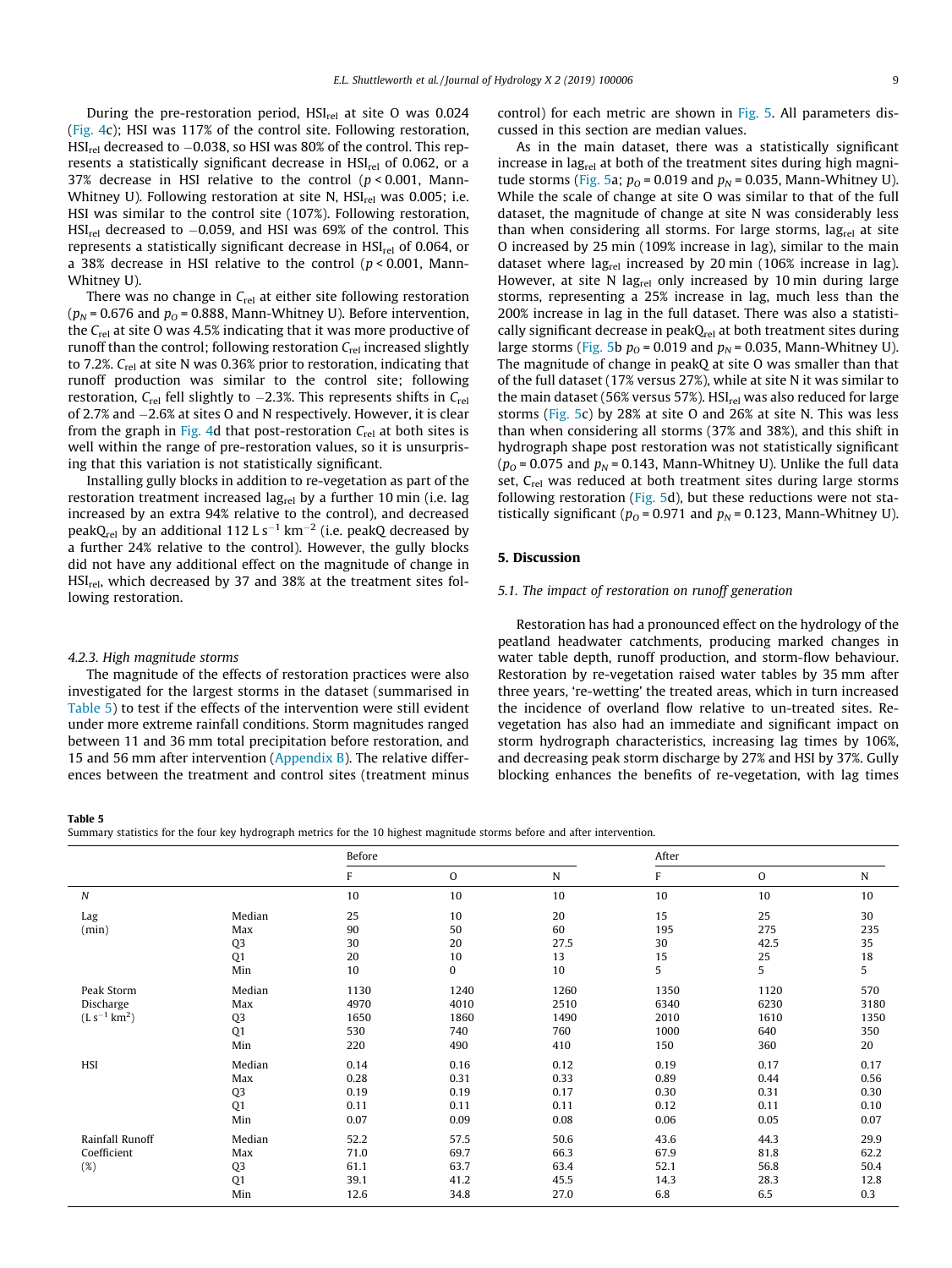During the pre-restoration period, $HSI_{rel}$ at site O was 0.024 (Fig. 4c); HSI was 117% of the control site. Following restoration, $HSI_{rel}$ decreased to −0.038, so HSI was 80% of the control. This represents a statistically significant decrease in $HSI_{rel}$ of 0.062, or a 37% decrease in HSI relative to the control ($p < 0.001$, Mann-Whitney U). Following restoration at site N, $HSI_{rel}$ was 0.005; i.e. HSI was similar to the control site (107%). Following restoration, $HSI_{rel}$ decreased to −0.059, and HSI was 69% of the control. This represents a statistically significant decrease in $HSI_{rel}$ of 0.064, or a 38% decrease in HSI relative to the control ($p < 0.001$, Mann-Whitney U).

There was no change in $C_{rel}$ at either site following restoration ($p_N = 0.676$ and $p_O = 0.888$, Mann-Whitney U). Before intervention, the $C_{rel}$ at site O was 4.5% indicating that it was more productive of runoff than the control; following restoration $C_{rel}$ increased slightly to 7.2%. $C_{rel}$ at site N was 0.36% prior to restoration, indicating that runoff production was similar to the control site; following restoration, $C_{rel}$ fell slightly to −2.3%. This represents shifts in $C_{rel}$ of 2.7% and −2.6% at sites O and N respectively. However, it is clear from the graph in Fig. 4d that post-restoration $C_{rel}$ at both sites is well within the range of pre-restoration values, so it is unsurprising that this variation is not statistically significant.

Installing gully blocks in addition to re-vegetation as part of the restoration treatment increased $lag_{rel}$ by a further 10 min (i.e. lag increased by an extra 94% relative to the control), and decreased $peakQ_{rel}$ by an additional 112 $L\,s^{-1}\,km^{-2}$ (i.e. peakQ decreased by a further 24% relative to the control). However, the gully blocks did not have any additional effect on the magnitude of change in $HSI_{rel}$, which decreased by 37 and 38% at the treatment sites following restoration.

#### 4.2.3. High magnitude storms

The magnitude of the effects of restoration practices were also investigated for the largest storms in the dataset (summarised in Table 5) to test if the effects of the intervention were still evident under more extreme rainfall conditions. Storm magnitudes ranged between 11 and 36 mm total precipitation before restoration, and 15 and 56 mm after intervention (Appendix B). The relative differences between the treatment and control sites (treatment minus control) for each metric are shown in Fig. 5. All parameters discussed in this section are median values.

As in the main dataset, there was a statistically significant increase in $lag_{rel}$ at both of the treatment sites during high magnitude storms (Fig. 5a; $p_O = 0.019$ and $p_N = 0.035$, Mann-Whitney U). While the scale of change at site O was similar to that of the full dataset, the magnitude of change at site N was considerably less than when considering all storms. For large storms, $lag_{rel}$ at site O increased by 25 min (109% increase in lag), similar to the main dataset where $lag_{rel}$ increased by 20 min (106% increase in lag). However, at site N $lag_{rel}$ only increased by 10 min during large storms, representing a 25% increase in lag, much less than the 200% increase in lag in the full dataset. There was also a statistically significant decrease in $peakQ_{rel}$ at both treatment sites during large storms (Fig. 5b $p_O = 0.019$ and $p_N = 0.035$, Mann-Whitney U). The magnitude of change in peakQ at site O was smaller than that of the full dataset (17% versus 27%), while at site N it was similar to the main dataset (56% versus 57%). $HSI_{rel}$ was also reduced for large storms (Fig. 5c) by 28% at site O and 26% at site N. This was less than when considering all storms (37% and 38%), and this shift in hydrograph shape post restoration was not statistically significant ($p_O = 0.075$ and $p_N = 0.143$, Mann-Whitney U). Unlike the full data set, $C_{rel}$ was reduced at both treatment sites during large storms following restoration (Fig. 5d), but these reductions were not statistically significant ($p_O = 0.971$ and $p_N = 0.123$, Mann-Whitney U).

## 5. Discussion

### 5.1. The impact of restoration on runoff generation

Restoration has had a pronounced effect on the hydrology of the peatland headwater catchments, producing marked changes in water table depth, runoff production, and storm-flow behaviour. Restoration by re-vegetation raised water tables by 35 mm after three years, 're-wetting' the treated areas, which in turn increased the incidence of overland flow relative to un-treated sites. Re-vegetation has also had an immediate and significant impact on storm hydrograph characteristics, increasing lag times by 106%, and decreasing peak storm discharge by 27% and HSI by 37%. Gully blocking enhances the benefits of re-vegetation, with lag times

**Table 5**
Summary statistics for the four key hydrograph metrics for the 10 highest magnitude storms before and after intervention.

| | | Before | | | After | | |
|---|---|---|---|---|---|---|---|
| | | F | O | N | F | O | N |
| *N* | | 10 | 10 | 10 | 10 | 10 | 10 |
| Lag (min) | Median | 25 | 10 | 20 | 15 | 25 | 30 |
| | Max | 90 | 50 | 60 | 195 | 275 | 235 |
| | Q3 | 30 | 20 | 27.5 | 30 | 42.5 | 35 |
| | Q1 | 20 | 10 | 13 | 15 | 25 | 18 |
| | Min | 10 | 0 | 10 | 5 | 5 | 5 |
| Peak Storm Discharge ($L\,s^{-1}\,km^2$) | Median | 1130 | 1240 | 1260 | 1350 | 1120 | 570 |
| | Max | 4970 | 4010 | 2510 | 6340 | 6230 | 3180 |
| | Q3 | 1650 | 1860 | 1490 | 2010 | 1610 | 1350 |
| | Q1 | 530 | 740 | 760 | 1000 | 640 | 350 |
| | Min | 220 | 490 | 410 | 150 | 360 | 20 |
| HSI | Median | 0.14 | 0.16 | 0.12 | 0.19 | 0.17 | 0.17 |
| | Max | 0.28 | 0.31 | 0.33 | 0.89 | 0.44 | 0.56 |
| | Q3 | 0.19 | 0.19 | 0.17 | 0.30 | 0.31 | 0.30 |
| | Q1 | 0.11 | 0.11 | 0.11 | 0.12 | 0.11 | 0.10 |
| | Min | 0.07 | 0.09 | 0.08 | 0.06 | 0.05 | 0.07 |
| Rainfall Runoff Coefficient (%) | Median | 52.2 | 57.5 | 50.6 | 43.6 | 44.3 | 29.9 |
| | Max | 71.0 | 69.7 | 66.3 | 67.9 | 81.8 | 62.2 |
| | Q3 | 61.1 | 63.7 | 63.4 | 52.1 | 56.8 | 50.4 |
| | Q1 | 39.1 | 41.2 | 45.5 | 14.3 | 28.3 | 12.8 |
| | Min | 12.6 | 34.8 | 27.0 | 6.8 | 6.5 | 0.3 |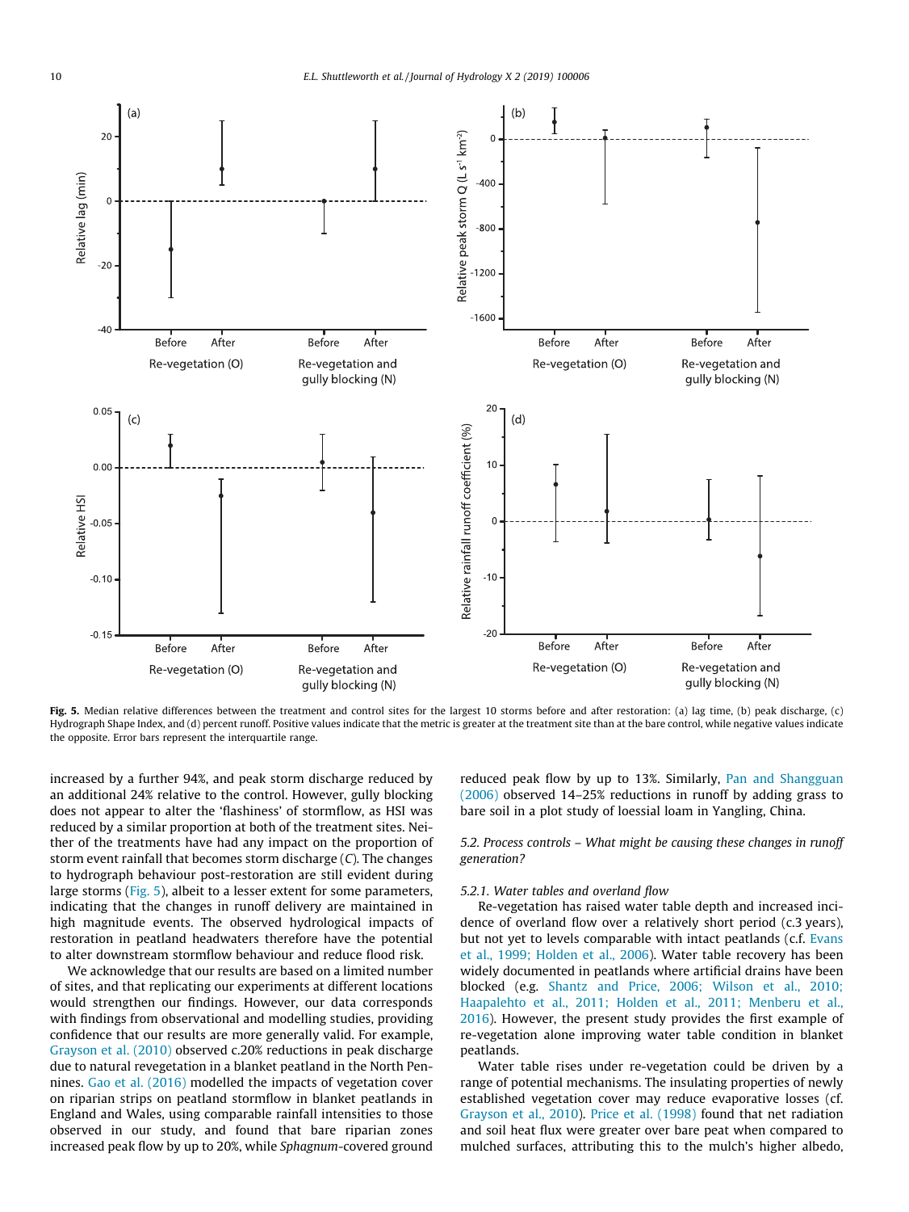Fig. 5. Median relative differences between the treatment and control sites for the largest 10 storms before and after restoration: (a) lag time, (b) peak discharge, (c) Hydrograph Shape Index, and (d) percent runoff. Positive values indicate that the metric is greater at the treatment site than at the bare control, while negative values indicate the opposite. Error bars represent the interquartile range.

increased by a further 94%, and peak storm discharge reduced by an additional 24% relative to the control. However, gully blocking does not appear to alter the 'flashiness' of stormflow, as HSI was reduced by a similar proportion at both of the treatment sites. Neither of the treatments have had any impact on the proportion of storm event rainfall that becomes storm discharge ($C$). The changes to hydrograph behaviour post-restoration are still evident during large storms (Fig. 5), albeit to a lesser extent for some parameters, indicating that the changes in runoff delivery are maintained in high magnitude events. The observed hydrological impacts of restoration in peatland headwaters therefore have the potential to alter downstream stormflow behaviour and reduce flood risk.

We acknowledge that our results are based on a limited number of sites, and that replicating our experiments at different locations would strengthen our findings. However, our data corresponds with findings from observational and modelling studies, providing confidence that our results are more generally valid. For example, Grayson et al. (2010) observed c.20% reductions in peak discharge due to natural revegetation in a blanket peatland in the North Pennines. Gao et al. (2016) modelled the impacts of vegetation cover on riparian strips on peatland stormflow in blanket peatlands in England and Wales, using comparable rainfall intensities to those observed in our study, and found that bare riparian zones increased peak flow by up to 20%, while *Sphagnum*-covered ground reduced peak flow by up to 13%. Similarly, Pan and Shangguan (2006) observed 14–25% reductions in runoff by adding grass to bare soil in a plot study of loessial loam in Yangling, China.

### 5.2. Process controls – What might be causing these changes in runoff generation?

#### 5.2.1. Water tables and overland flow

Re-vegetation has raised water table depth and increased incidence of overland flow over a relatively short period (c.3 years), but not yet to levels comparable with intact peatlands (c.f. Evans et al., 1999; Holden et al., 2006). Water table recovery has been widely documented in peatlands where artificial drains have been blocked (e.g. Shantz and Price, 2006; Wilson et al., 2010; Haapalehto et al., 2011; Holden et al., 2011; Menberu et al., 2016). However, the present study provides the first example of re-vegetation alone improving water table condition in blanket peatlands.

Water table rises under re-vegetation could be driven by a range of potential mechanisms. The insulating properties of newly established vegetation cover may reduce evaporative losses (cf. Grayson et al., 2010). Price et al. (1998) found that net radiation and soil heat flux were greater over bare peat when compared to mulched surfaces, attributing this to the mulch's higher albedo,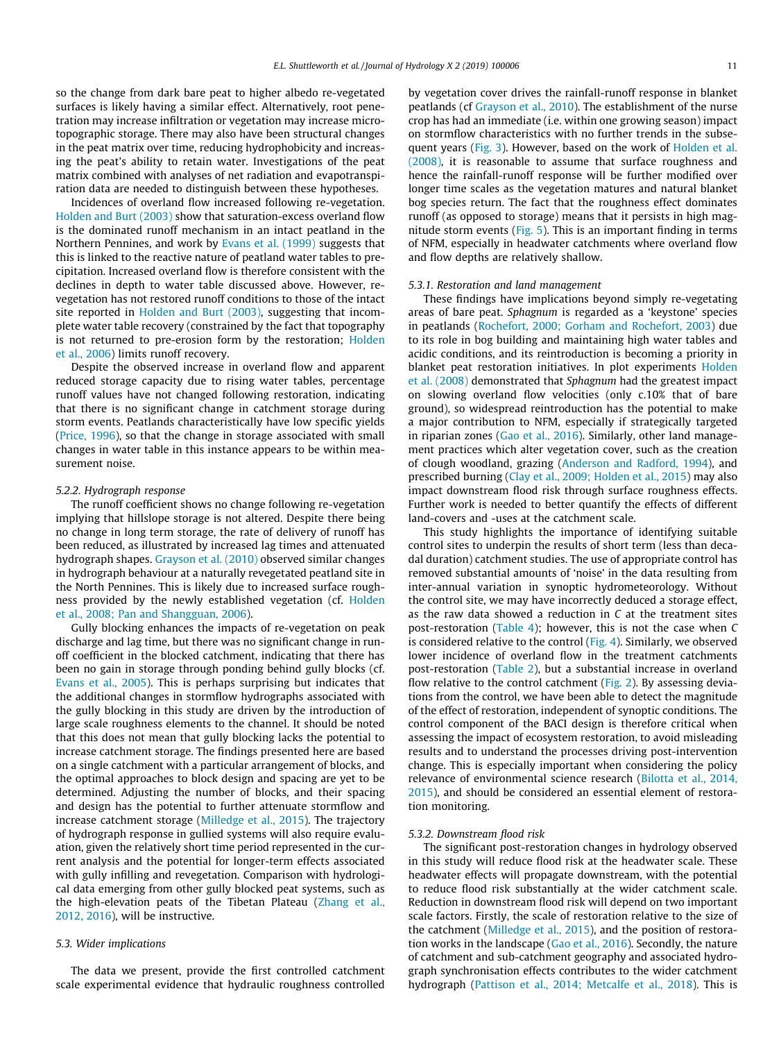so the change from dark bare peat to higher albedo re-vegetated surfaces is likely having a similar effect. Alternatively, root penetration may increase infiltration or vegetation may increase micro-topographic storage. There may also have been structural changes in the peat matrix over time, reducing hydrophobicity and increasing the peat's ability to retain water. Investigations of the peat matrix combined with analyses of net radiation and evapotranspiration data are needed to distinguish between these hypotheses.

Incidences of overland flow increased following re-vegetation. Holden and Burt (2003) show that saturation-excess overland flow is the dominated runoff mechanism in an intact peatland in the Northern Pennines, and work by Evans et al. (1999) suggests that this is linked to the reactive nature of peatland water tables to precipitation. Increased overland flow is therefore consistent with the declines in depth to water table discussed above. However, re-vegetation has not restored runoff conditions to those of the intact site reported in Holden and Burt (2003), suggesting that incomplete water table recovery (constrained by the fact that topography is not returned to pre-erosion form by the restoration; Holden et al., 2006) limits runoff recovery.

Despite the observed increase in overland flow and apparent reduced storage capacity due to rising water tables, percentage runoff values have not changed following restoration, indicating that there is no significant change in catchment storage during storm events. Peatlands characteristically have low specific yields (Price, 1996), so that the change in storage associated with small changes in water table in this instance appears to be within measurement noise.

#### 5.2.2. Hydrograph response

The runoff coefficient shows no change following re-vegetation implying that hillslope storage is not altered. Despite there being no change in long term storage, the rate of delivery of runoff has been reduced, as illustrated by increased lag times and attenuated hydrograph shapes. Grayson et al. (2010) observed similar changes in hydrograph behaviour at a naturally revegetated peatland site in the North Pennines. This is likely due to increased surface roughness provided by the newly established vegetation (cf. Holden et al., 2008; Pan and Shangguan, 2006).

Gully blocking enhances the impacts of re-vegetation on peak discharge and lag time, but there was no significant change in runoff coefficient in the blocked catchment, indicating that there has been no gain in storage through ponding behind gully blocks (cf. Evans et al., 2005). This is perhaps surprising but indicates that the additional changes in stormflow hydrographs associated with the gully blocking in this study are driven by the introduction of large scale roughness elements to the channel. It should be noted that this does not mean that gully blocking lacks the potential to increase catchment storage. The findings presented here are based on a single catchment with a particular arrangement of blocks, and the optimal approaches to block design and spacing are yet to be determined. Adjusting the number of blocks, and their spacing and design has the potential to further attenuate stormflow and increase catchment storage (Milledge et al., 2015). The trajectory of hydrograph response in gullied systems will also require evaluation, given the relatively short time period represented in the current analysis and the potential for longer-term effects associated with gully infilling and revegetation. Comparison with hydrological data emerging from other gully blocked peat systems, such as the high-elevation peats of the Tibetan Plateau (Zhang et al., 2012, 2016), will be instructive.

### 5.3. Wider implications

The data we present, provide the first controlled catchment scale experimental evidence that hydraulic roughness controlled by vegetation cover drives the rainfall-runoff response in blanket peatlands (cf Grayson et al., 2010). The establishment of the nurse crop has had an immediate (i.e. within one growing season) impact on stormflow characteristics with no further trends in the subsequent years (Fig. 3). However, based on the work of Holden et al. (2008), it is reasonable to assume that surface roughness and hence the rainfall-runoff response will be further modified over longer time scales as the vegetation matures and natural blanket bog species return. The fact that the roughness effect dominates runoff (as opposed to storage) means that it persists in high magnitude storm events (Fig. 5). This is an important finding in terms of NFM, especially in headwater catchments where overland flow and flow depths are relatively shallow.

#### 5.3.1. Restoration and land management

These findings have implications beyond simply re-vegetating areas of bare peat. *Sphagnum* is regarded as a 'keystone' species in peatlands (Rochefort, 2000; Gorham and Rochefort, 2003) due to its role in bog building and maintaining high water tables and acidic conditions, and its reintroduction is becoming a priority in blanket peat restoration initiatives. In plot experiments Holden et al. (2008) demonstrated that *Sphagnum* had the greatest impact on slowing overland flow velocities (only c.10% that of bare ground), so widespread reintroduction has the potential to make a major contribution to NFM, especially if strategically targeted in riparian zones (Gao et al., 2016). Similarly, other land management practices which alter vegetation cover, such as the creation of clough woodland, grazing (Anderson and Radford, 1994), and prescribed burning (Clay et al., 2009; Holden et al., 2015) may also impact downstream flood risk through surface roughness effects. Further work is needed to better quantify the effects of different land-covers and -uses at the catchment scale.

This study highlights the importance of identifying suitable control sites to underpin the results of short term (less than decadal duration) catchment studies. The use of appropriate control has removed substantial amounts of 'noise' in the data resulting from inter-annual variation in synoptic hydrometeorology. Without the control site, we may have incorrectly deduced a storage effect, as the raw data showed a reduction in $C$ at the treatment sites post-restoration (Table 4); however, this is not the case when $C$ is considered relative to the control (Fig. 4). Similarly, we observed lower incidence of overland flow in the treatment catchments post-restoration (Table 2), but a substantial increase in overland flow relative to the control catchment (Fig. 2). By assessing deviations from the control, we have been able to detect the magnitude of the effect of restoration, independent of synoptic conditions. The control component of the BACI design is therefore critical when assessing the impact of ecosystem restoration, to avoid misleading results and to understand the processes driving post-intervention change. This is especially important when considering the policy relevance of environmental science research (Bilotta et al., 2014, 2015), and should be considered an essential element of restoration monitoring.

#### 5.3.2. Downstream flood risk

The significant post-restoration changes in hydrology observed in this study will reduce flood risk at the headwater scale. These headwater effects will propagate downstream, with the potential to reduce flood risk substantially at the wider catchment scale. Reduction in downstream flood risk will depend on two important scale factors. Firstly, the scale of restoration relative to the size of the catchment (Milledge et al., 2015), and the position of restoration works in the landscape (Gao et al., 2016). Secondly, the nature of catchment and sub-catchment geography and associated hydrograph synchronisation effects contributes to the wider catchment hydrograph (Pattison et al., 2014; Metcalfe et al., 2018). This is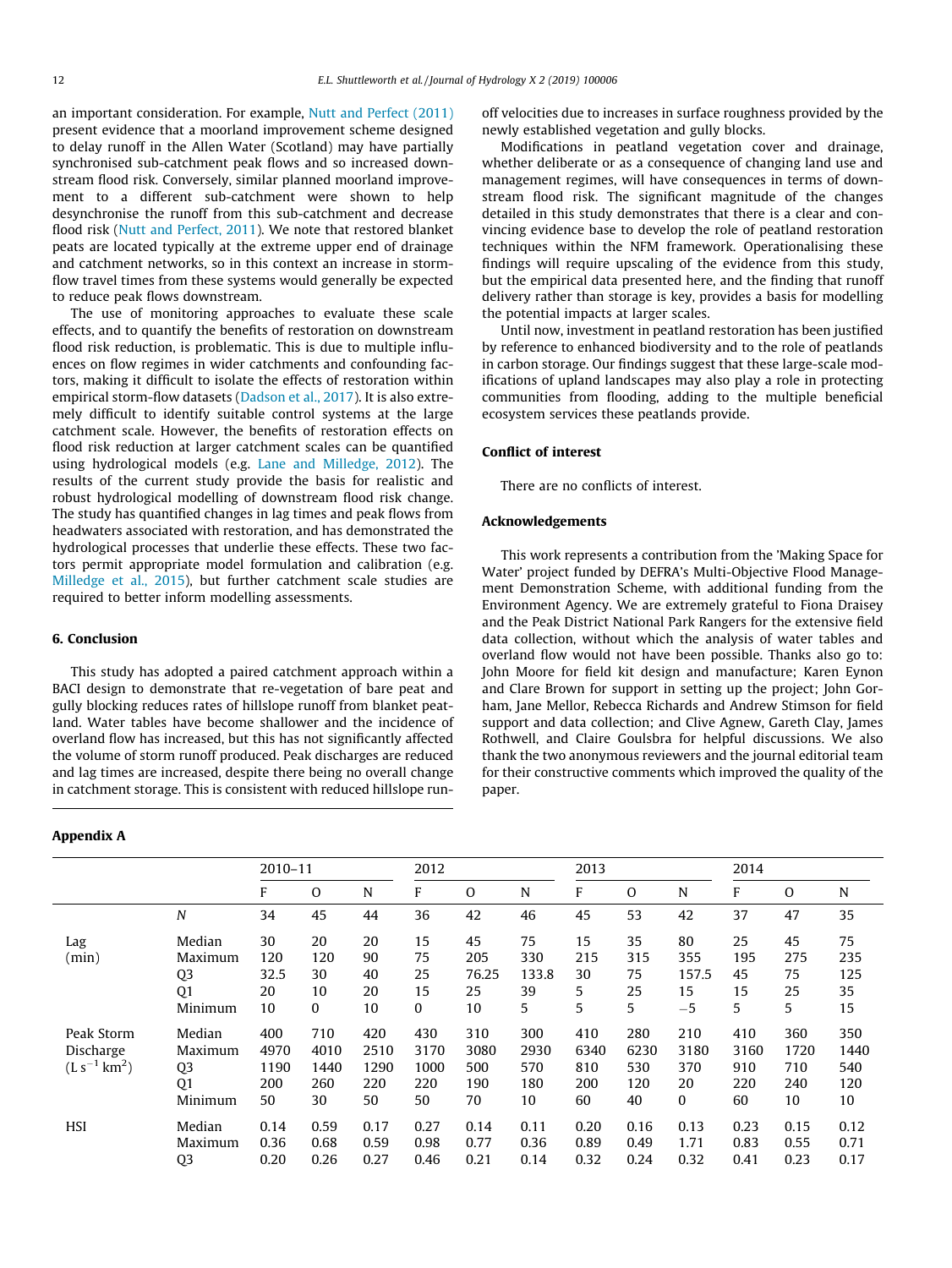an important consideration. For example, Nutt and Perfect (2011) present evidence that a moorland improvement scheme designed to delay runoff in the Allen Water (Scotland) may have partially synchronised sub-catchment peak flows and so increased downstream flood risk. Conversely, similar planned moorland improvement to a different sub-catchment were shown to help desynchronise the runoff from this sub-catchment and decrease flood risk (Nutt and Perfect, 2011). We note that restored blanket peats are located typically at the extreme upper end of drainage and catchment networks, so in this context an increase in stormflow travel times from these systems would generally be expected to reduce peak flows downstream.

The use of monitoring approaches to evaluate these scale effects, and to quantify the benefits of restoration on downstream flood risk reduction, is problematic. This is due to multiple influences on flow regimes in wider catchments and confounding factors, making it difficult to isolate the effects of restoration within empirical storm-flow datasets (Dadson et al., 2017). It is also extremely difficult to identify suitable control systems at the large catchment scale. However, the benefits of restoration effects on flood risk reduction at larger catchment scales can be quantified using hydrological models (e.g. Lane and Milledge, 2012). The results of the current study provide the basis for realistic and robust hydrological modelling of downstream flood risk change. The study has quantified changes in lag times and peak flows from headwaters associated with restoration, and has demonstrated the hydrological processes that underlie these effects. These two factors permit appropriate model formulation and calibration (e.g. Milledge et al., 2015), but further catchment scale studies are required to better inform modelling assessments.

## 6. Conclusion

This study has adopted a paired catchment approach within a BACI design to demonstrate that re-vegetation of bare peat and gully blocking reduces rates of hillslope runoff from blanket peatland. Water tables have become shallower and the incidence of overland flow has increased, but this has not significantly affected the volume of storm runoff produced. Peak discharges are reduced and lag times are increased, despite there being no overall change in catchment storage. This is consistent with reduced hillslope runoff velocities due to increases in surface roughness provided by the newly established vegetation and gully blocks.

Modifications in peatland vegetation cover and drainage, whether deliberate or as a consequence of changing land use and management regimes, will have consequences in terms of downstream flood risk. The significant magnitude of the changes detailed in this study demonstrates that there is a clear and convincing evidence base to develop the role of peatland restoration techniques within the NFM framework. Operationalising these findings will require upscaling of the evidence from this study, but the empirical data presented here, and the finding that runoff delivery rather than storage is key, provides a basis for modelling the potential impacts at larger scales.

Until now, investment in peatland restoration has been justified by reference to enhanced biodiversity and to the role of peatlands in carbon storage. Our findings suggest that these large-scale modifications of upland landscapes may also play a role in protecting communities from flooding, adding to the multiple beneficial ecosystem services these peatlands provide.

## Conflict of interest

There are no conflicts of interest.

## Acknowledgements

This work represents a contribution from the 'Making Space for Water' project funded by DEFRA's Multi-Objective Flood Management Demonstration Scheme, with additional funding from the Environment Agency. We are extremely grateful to Fiona Draisey and the Peak District National Park Rangers for the extensive field data collection, without which the analysis of water tables and overland flow would not have been possible. Thanks also go to: John Moore for field kit design and manufacture; Karen Eynon and Clare Brown for support in setting up the project; John Gorham, Jane Mellor, Rebecca Richards and Andrew Stimson for field support and data collection; and Clive Agnew, Gareth Clay, James Rothwell, and Claire Goulsbra for helpful discussions. We also thank the two anonymous reviewers and the journal editorial team for their constructive comments which improved the quality of the paper.

## Appendix A

| | | 2010–11 | | | 2012 | | | 2013 | | | 2014 | | |
|---|---|---|---|---|---|---|---|---|---|---|---|---|---|
| | | F | O | N | F | O | N | F | O | N | F | O | N |
| | *N* | 34 | 45 | 44 | 36 | 42 | 46 | 45 | 53 | 42 | 37 | 47 | 35 |
| Lag (min) | Median | 30 | 20 | 20 | 15 | 45 | 75 | 15 | 35 | 80 | 25 | 45 | 75 |
| | Maximum | 120 | 120 | 90 | 75 | 205 | 330 | 215 | 315 | 355 | 195 | 275 | 235 |
| | Q3 | 32.5 | 30 | 40 | 25 | 76.25 | 133.8 | 30 | 75 | 157.5 | 45 | 75 | 125 |
| | Q1 | 20 | 10 | 20 | 15 | 25 | 39 | 5 | 25 | 15 | 15 | 25 | 35 |
| | Minimum | 10 | 0 | 10 | 0 | 10 | 5 | 5 | 5 | −5 | 5 | 5 | 15 |
| Peak Storm Discharge ($L\,s^{-1}\,km^2$) | Median | 400 | 710 | 420 | 430 | 310 | 300 | 410 | 280 | 210 | 410 | 360 | 350 |
| | Maximum | 4970 | 4010 | 2510 | 3170 | 3080 | 2930 | 6340 | 6230 | 3180 | 3160 | 1720 | 1440 |
| | Q3 | 1190 | 1440 | 1290 | 1000 | 500 | 570 | 810 | 530 | 370 | 910 | 710 | 540 |
| | Q1 | 200 | 260 | 220 | 220 | 190 | 180 | 200 | 120 | 20 | 220 | 240 | 120 |
| | Minimum | 50 | 30 | 50 | 50 | 70 | 10 | 60 | 40 | 0 | 60 | 10 | 10 |
| HSI | Median | 0.14 | 0.59 | 0.17 | 0.27 | 0.14 | 0.11 | 0.20 | 0.16 | 0.13 | 0.23 | 0.15 | 0.12 |
| | Maximum | 0.36 | 0.68 | 0.59 | 0.98 | 0.77 | 0.36 | 0.89 | 0.49 | 1.71 | 0.83 | 0.55 | 0.71 |
| | Q3 | 0.20 | 0.26 | 0.27 | 0.46 | 0.21 | 0.14 | 0.32 | 0.24 | 0.32 | 0.41 | 0.23 | 0.17 |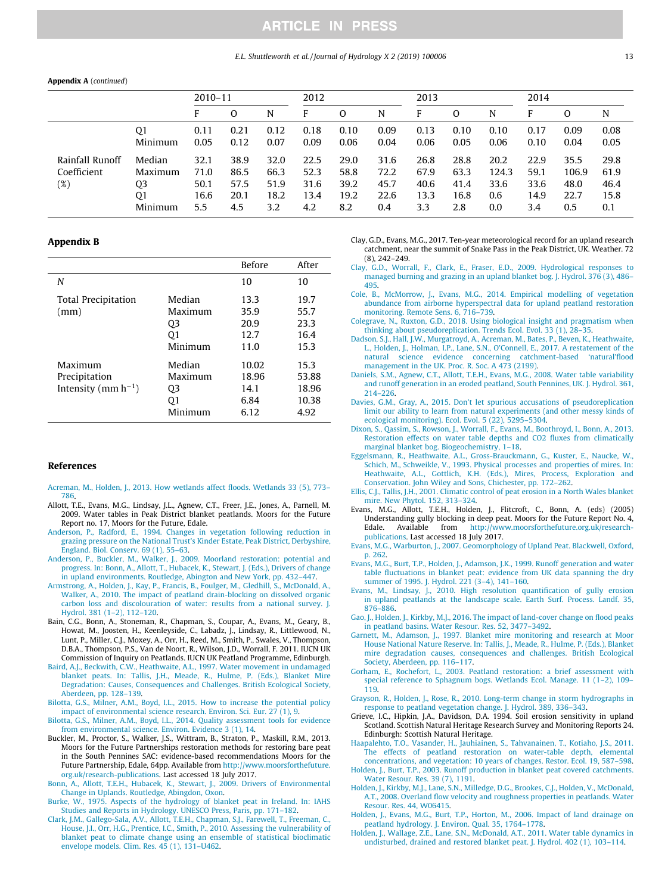**Appendix A** (*continued*)

| | | 2010–11 | | | 2012 | | | 2013 | | | 2014 | | |
|---|---|---|---|---|---|---|---|---|---|---|---|---|---|
| | | F | O | N | F | O | N | F | O | N | F | O | N |
| | Q1 | 0.11 | 0.21 | 0.12 | 0.18 | 0.10 | 0.09 | 0.13 | 0.10 | 0.10 | 0.17 | 0.09 | 0.08 |
| | Minimum | 0.05 | 0.12 | 0.07 | 0.09 | 0.06 | 0.04 | 0.06 | 0.05 | 0.06 | 0.10 | 0.04 | 0.05 |
| Rainfall Runoff Coefficient (%) | Median | 32.1 | 38.9 | 32.0 | 22.5 | 29.0 | 31.6 | 26.8 | 28.8 | 20.2 | 22.9 | 35.5 | 29.8 |
| | Maximum | 71.0 | 86.5 | 66.3 | 52.3 | 58.8 | 72.2 | 67.9 | 63.3 | 124.3 | 59.1 | 106.9 | 61.9 |
| | Q3 | 50.1 | 57.5 | 51.9 | 31.6 | 39.2 | 45.7 | 40.6 | 41.4 | 33.6 | 33.6 | 48.0 | 46.4 |
| | Q1 | 16.6 | 20.1 | 18.2 | 13.4 | 19.2 | 22.6 | 13.3 | 16.8 | 0.6 | 14.9 | 22.7 | 15.8 |
| | Minimum | 5.5 | 4.5 | 3.2 | 4.2 | 8.2 | 0.4 | 3.3 | 2.8 | 0.0 | 3.4 | 0.5 | 0.1 |

## Appendix B

| | | Before | After |
|---|---|---|---|
| *N* | | 10 | 10 |
| Total Precipitation (mm) | Median | 13.3 | 19.7 |
| | Maximum | 35.9 | 55.7 |
| | Q3 | 20.9 | 23.3 |
| | Q1 | 12.7 | 16.4 |
| | Minimum | 11.0 | 15.3 |
| Maximum Precipitation Intensity (mm $h^{-1}$) | Median | 10.02 | 15.3 |
| | Maximum | 18.96 | 53.88 |
| | Q3 | 14.1 | 18.96 |
| | Q1 | 6.84 | 10.38 |
| | Minimum | 6.12 | 4.92 |

## References

Acreman, M., Holden, J., 2013. How wetlands affect floods. Wetlands 33 (5), 773–786.

Allott, T.E., Evans, M.G., Lindsay, J.L., Agnew, C.T., Freer, J.E., Jones, A., Parnell, M. 2009. Water tables in Peak District blanket peatlands. Moors for the Future Report no. 17, Moors for the Future, Edale.

Anderson, P., Radford, E., 1994. Changes in vegetation following reduction in grazing pressure on the National Trust's Kinder Estate, Peak District, Derbyshire, England. Biol. Conserv. 69 (1), 55–63.

Anderson, P., Buckler, M., Walker, J., 2009. Moorland restoration: potential and progress. In: Bonn, A., Allott, T., Hubacek, K., Stewart, J. (Eds.), Drivers of change in upland environments. Routledge, Abington and New York, pp. 432–447.

Armstrong, A., Holden, J., Kay, P., Francis, B., Foulger, M., Gledhill, S., McDonald, A., Walker, A., 2010. The impact of peatland drain-blocking on dissolved organic carbon loss and discolouration of water: results from a national survey. J. Hydrol. 381 (1–2), 112–120.

Bain, C.G., Bonn, A., Stoneman, R., Chapman, S., Coupar, A., Evans, M., Geary, B., Howat, M., Joosten, H., Keenleyside, C., Labadz, J., Lindsay, R., Littlewood, N., Lunt, P., Miller, C.J., Moxey, A., Orr, H., Reed, M., Smith, P., Swales, V., Thompson, D.B.A., Thompson, P.S., Van de Noort, R., Wilson, J.D., Worrall, F. 2011. IUCN UK Commission of Inquiry on Peatlands. IUCN UK Peatland Programme, Edinburgh.

Baird, A.J., Beckwith, C.W., Heathwaite, A.L., 1997. Water movement in undamaged blanket peats. In: Tallis, J.H., Meade, R., Hulme, P. (Eds.), Blanket Mire Degradation: Causes, Consequences and Challenges. British Ecological Society, Aberdeen, pp. 128–139.

Bilotta, G.S., Milner, A.M., Boyd, I.L., 2015. How to increase the potential policy impact of environmental science research. Environ. Sci. Eur. 27 (1), 9.

Bilotta, G.S., Milner, A.M., Boyd, I.L., 2014. Quality assessment tools for evidence from environmental science. Environ. Evidence 3 (1), 14.

Buckler, M., Proctor, S., Walker, J.S., Wittram, B., Straton, P., Maskill, R.M., 2013. Moors for the Future Partnerships restoration methods for restoring bare peat in the South Pennines SAC: evidence-based recommendations Moors for the Future Partnership, Edale, 64pp. Available from http://www.moorsforthefuture.org.uk/research-publications. Last accessed 18 July 2017.

Bonn, A., Allott, T.E.H., Hubacek, K., Stewart, J., 2009. Drivers of Environmental Change in Uplands. Routledge, Abingdon, Oxon.

Burke, W., 1975. Aspects of the hydrology of blanket peat in Ireland. In: IAHS Studies and Reports in Hydrology. UNESCO Press, Paris, pp. 171–182.

Clark, J.M., Gallego-Sala, A.V., Allott, T.E.H., Chapman, S.J., Farewell, T., Freeman, C., House, J.I., Orr, H.G., Prentice, I.C., Smith, P., 2010. Assessing the vulnerability of blanket peat to climate change using an ensemble of statistical bioclimatic envelope models. Clim. Res. 45 (1), 131–U462.

Clay, G.D., Evans, M.G., 2017. Ten-year meteorological record for an upland research catchment, near the summit of Snake Pass in the Peak District, UK. Weather. 72 (8), 242–249.

Clay, G.D., Worrall, F., Clark, E., Fraser, E.D., 2009. Hydrological responses to managed burning and grazing in an upland blanket bog. J. Hydrol. 376 (3), 486–495.

Cole, B., McMorrow, J., Evans, M.G., 2014. Empirical modelling of vegetation abundance from airborne hyperspectral data for upland peatland restoration monitoring. Remote Sens. 6, 716–739.

Colegrave, N., Ruxton, G.D., 2018. Using biological insight and pragmatism when thinking about pseudoreplication. Trends Ecol. Evol. 33 (1), 28–35.

Dadson, S.J., Hall, J.W., Murgatroyd, A., Acreman, M., Bates, P., Beven, K., Heathwaite, L., Holden, J., Holman, I.P., Lane, S.N., O'Connell, E., 2017. A restatement of the natural science evidence concerning catchment-based 'natural'flood management in the UK. Proc. R. Soc. A 473 (2199).

Daniels, S.M., Agnew, C.T., Allott, T.E.H., Evans, M.G., 2008. Water table variability and runoff generation in an eroded peatland, South Pennines, UK. J. Hydrol. 361, 214–226.

Davies, G.M., Gray, A., 2015. Don't let spurious accusations of pseudoreplication limit our ability to learn from natural experiments (and other messy kinds of ecological monitoring). Ecol. Evol. 5 (22), 5295–5304.

Dixon, S., Qassim, S., Rowson, J., Worrall, F., Evans, M., Boothroyd, I., Bonn, A., 2013. Restoration effects on water table depths and CO2 fluxes from climatically marginal blanket bog. Biogeochemistry, 1–18.

Eggelsmann, R., Heathwaite, A.L., Gross-Brauckmann, G., Kuster, E., Naucke, W., Schich, M., Schweikle, V., 1993. Physical processes and properties of mires. In: Heathwaite, A.L., Gottlich, K.H. (Eds.), Mires, Process, Exploration and Conservation. John Wiley and Sons, Chichester, pp. 172–262.

Ellis, C.J., Tallis, J.H., 2001. Climatic control of peat erosion in a North Wales blanket mire. New Phytol. 152, 313–324.

Evans, M.G., Allott, T.E.H., Holden, J., Flitcroft, C., Bonn, A. (eds) (2005) Understanding gully blocking in deep peat. Moors for the Future Report No. 4, Edale. Available from http://www.moorsforthefuture.org.uk/research-publications. Last accessed 18 July 2017.

Evans, M.G., Warburton, J., 2007. Geomorphology of Upland Peat. Blackwell, Oxford, p. 262.

Evans, M.G., Burt, T.P., Holden, J., Adamson, J.K., 1999. Runoff generation and water table fluctuations in blanket peat: evidence from UK data spanning the dry summer of 1995. J. Hydrol. 221 (3–4), 141–160.

Evans, M., Lindsay, J., 2010. High resolution quantification of gully erosion in upland peatlands at the landscape scale. Earth Surf. Process. Landf. 35, 876–886.

Gao, J., Holden, J., Kirkby, M.J., 2016. The impact of land-cover change on flood peaks in peatland basins. Water Resour. Res. 52, 3477–3492.

Garnett, M., Adamson, J., 1997. Blanket mire monitoring and research at Moor House National Nature Reserve. In: Tallis, J., Meade, R., Hulme, P. (Eds.), Blanket mire degradation causes, consequences and challenges. British Ecological Society, Aberdeen, pp. 116–117.

Gorham, E., Rochefort, L., 2003. Peatland restoration: a brief assessment with special reference to Sphagnum bogs. Wetlands Ecol. Manage. 11 (1–2), 109–119.

Grayson, R., Holden, J., Rose, R., 2010. Long-term change in storm hydrographs in response to peatland vegetation change. J. Hydrol. 389, 336–343.

Grieve, I.C., Hipkin, J.A., Davidson, D.A. 1994. Soil erosion sensitivity in upland Scotland. Scottish Natural Heritage Research Survey and Monitoring Reports 24. Edinburgh: Scottish Natural Heritage.

Haapalehto, T.O., Vasander, H., Jauhiainen, S., Tahvanainen, T., Kotiaho, J.S., 2011. The effects of peatland restoration on water-table depth, elemental concentrations, and vegetation: 10 years of changes. Restor. Ecol. 19, 587–598.

Holden, J., Burt, T.P., 2003. Runoff production in blanket peat covered catchments. Water Resour. Res. 39 (7), 1191.

Holden, J., Kirkby, M.J., Lane, S.N., Milledge, D.G., Brookes, C.J., Holden, V., McDonald, A.T., 2008. Overland flow velocity and roughness properties in peatlands. Water Resour. Res. 44, W06415.

Holden, J., Evans, M.G., Burt, T.P., Horton, M., 2006. Impact of land drainage on peatland hydrology. J. Environ. Qual. 35, 1764–1778.

Holden, J., Wallage, Z.E., Lane, S.N., McDonald, A.T., 2011. Water table dynamics in undisturbed, drained and restored blanket peat. J. Hydrol. 402 (1), 103–114.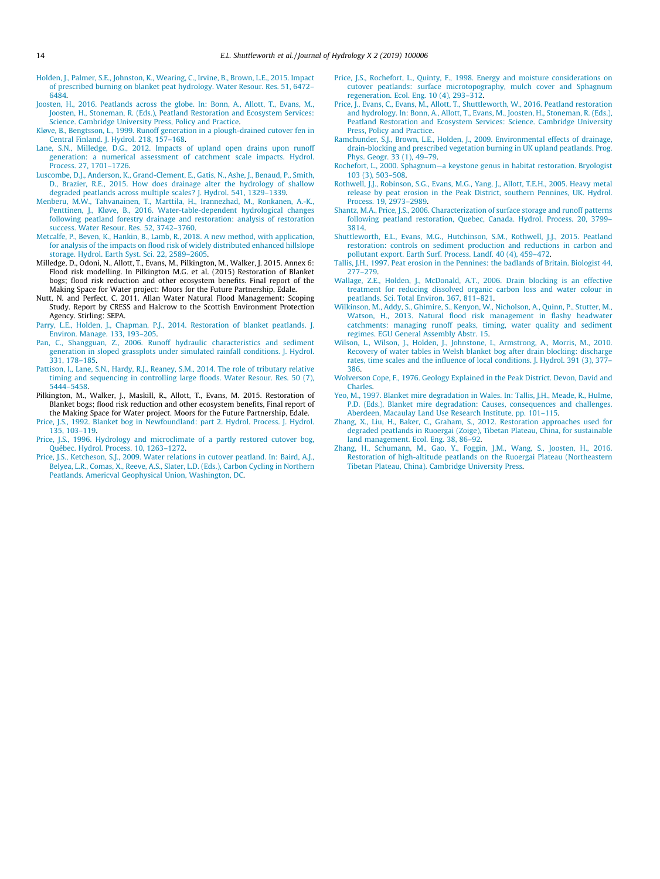Holden, J., Palmer, S.E., Johnston, K., Wearing, C., Irvine, B., Brown, L.E., 2015. Impact of prescribed burning on blanket peat hydrology. Water Resour. Res. 51, 6472–6484.

Joosten, H., 2016. Peatlands across the globe. In: Bonn, A., Allott, T., Evans, M., Joosten, H., Stoneman, R. (Eds.), Peatland Restoration and Ecosystem Services: Science. Cambridge University Press, Policy and Practice.

Kløve, B., Bengtsson, L., 1999. Runoff generation in a plough-drained cutover fen in Central Finland. J. Hydrol. 218, 157–168.

Lane, S.N., Milledge, D.G., 2012. Impacts of upland open drains upon runoff generation: a numerical assessment of catchment scale impacts. Hydrol. Process. 27, 1701–1726.

Luscombe, D.J., Anderson, K., Grand-Clement, E., Gatis, N., Ashe, J., Benaud, P., Smith, D., Brazier, R.E., 2015. How does drainage alter the hydrology of shallow degraded peatlands across multiple scales? J. Hydrol. 541, 1329–1339.

Menberu, M.W., Tahvanainen, T., Marttila, H., Irannezhad, M., Ronkanen, A.-K., Penttinen, J., Kløve, B., 2016. Water-table-dependent hydrological changes following peatland forestry drainage and restoration: analysis of restoration success. Water Resour. Res. 52, 3742–3760.

Metcalfe, P., Beven, K., Hankin, B., Lamb, R., 2018. A new method, with application, for analysis of the impacts on flood risk of widely distributed enhanced hillslope storage. Hydrol. Earth Syst. Sci. 22, 2589–2605.

Milledge, D., Odoni, N., Allott, T., Evans, M., Pilkington, M., Walker, J. 2015. Annex 6: Flood risk modelling. In Pilkington M.G. et al. (2015) Restoration of Blanket bogs; flood risk reduction and other ecosystem benefits. Final report of the Making Space for Water project: Moors for the Future Partnership, Edale.

Nutt, N. and Perfect, C. 2011. Allan Water Natural Flood Management: Scoping Study. Report by CRESS and Halcrow to the Scottish Environment Protection Agency. Stirling: SEPA.

Parry, L.E., Holden, J., Chapman, P.J., 2014. Restoration of blanket peatlands. J. Environ. Manage. 133, 193–205.

Pan, C., Shangguan, Z., 2006. Runoff hydraulic characteristics and sediment generation in sloped grassplots under simulated rainfall conditions. J. Hydrol. 331, 178–185.

Pattison, I., Lane, S.N., Hardy, R.J., Reaney, S.M., 2014. The role of tributary relative timing and sequencing in controlling large floods. Water Resour. Res. 50 (7), 5444–5458.

Pilkington, M., Walker, J., Maskill, R., Allott, T., Evans, M. 2015. Restoration of Blanket bogs; flood risk reduction and other ecosystem benefits, Final report of the Making Space for Water project. Moors for the Future Partnership, Edale.

Price, J.S., 1992. Blanket bog in Newfoundland: part 2. Hydrol. Process. J. Hydrol. 135, 103–119.

Price, J.S., 1996. Hydrology and microclimate of a partly restored cutover bog, Québec. Hydrol. Process. 10, 1263–1272.

Price, J.S., Ketcheson, S.J., 2009. Water relations in cutover peatland. In: Baird, A.J., Belyea, L.R., Comas, X., Reeve, A.S., Slater, L.D. (Eds.), Carbon Cycling in Northern Peatlands. Americval Geophysical Union, Washington, DC.

Price, J.S., Rochefort, L., Quinty, F., 1998. Energy and moisture considerations on cutover peatlands: surface microtopography, mulch cover and Sphagnum regeneration. Ecol. Eng. 10 (4), 293–312.

Price, J., Evans, C., Evans, M., Allott, T., Shuttleworth, W., 2016. Peatland restoration and hydrology. In: Bonn, A., Allott, T., Evans, M., Joosten, H., Stoneman, R. (Eds.), Peatland Restoration and Ecosystem Services: Science. Cambridge University Press, Policy and Practice.

Ramchunder, S.J., Brown, L.E., Holden, J., 2009. Environmental effects of drainage, drain-blocking and prescribed vegetation burning in UK upland peatlands. Prog. Phys. Geogr. 33 (1), 49–79.

Rochefort, L., 2000. Sphagnum—a keystone genus in habitat restoration. Bryologist 103 (3), 503–508.

Rothwell, J.J., Robinson, S.G., Evans, M.G., Yang, J., Allott, T.E.H., 2005. Heavy metal release by peat erosion in the Peak District, southern Pennines, UK. Hydrol. Process. 19, 2973–2989.

Shantz, M.A., Price, J.S., 2006. Characterization of surface storage and runoff patterns following peatland restoration, Quebec, Canada. Hydrol. Process. 20, 3799–3814.

Shuttleworth, E.L., Evans, M.G., Hutchinson, S.M., Rothwell, J.J., 2015. Peatland restoration: controls on sediment production and reductions in carbon and pollutant export. Earth Surf. Process. Landf. 40 (4), 459–472.

Tallis, J.H., 1997. Peat erosion in the Pennines: the badlands of Britain. Biologist 44, 277–279.

Wallage, Z.E., Holden, J., McDonald, A.T., 2006. Drain blocking is an effective treatment for reducing dissolved organic carbon loss and water colour in peatlands. Sci. Total Environ. 367, 811–821.

Wilkinson, M., Addy, S., Ghimire, S., Kenyon, W., Nicholson, A., Quinn, P., Stutter, M., Watson, H., 2013. Natural flood risk management in flashy headwater catchments: managing runoff peaks, timing, water quality and sediment regimes. EGU General Assembly Abstr. 15.

Wilson, L., Wilson, J., Holden, J., Johnstone, I., Armstrong, A., Morris, M., 2010. Recovery of water tables in Welsh blanket bog after drain blocking: discharge rates, time scales and the influence of local conditions. J. Hydrol. 391 (3), 377–386.

Wolverson Cope, F., 1976. Geology Explained in the Peak District. Devon, David and Charles.

Yeo, M., 1997. Blanket mire degradation in Wales. In: Tallis, J.H., Meade, R., Hulme, P.D. (Eds.), Blanket mire degradation: Causes, consequences and challenges. Aberdeen, Macaulay Land Use Research Institute, pp. 101–115.

Zhang, X., Liu, H., Baker, C., Graham, S., 2012. Restoration approaches used for degraded peatlands in Ruoergai (Zoige), Tibetan Plateau, China, for sustainable land management. Ecol. Eng. 38, 86–92.

Zhang, H., Schumann, M., Gao, Y., Foggin, J.M., Wang, S., Joosten, H., 2016. Restoration of high-altitude peatlands on the Ruoergai Plateau (Northeastern Tibetan Plateau, China). Cambridge University Press.